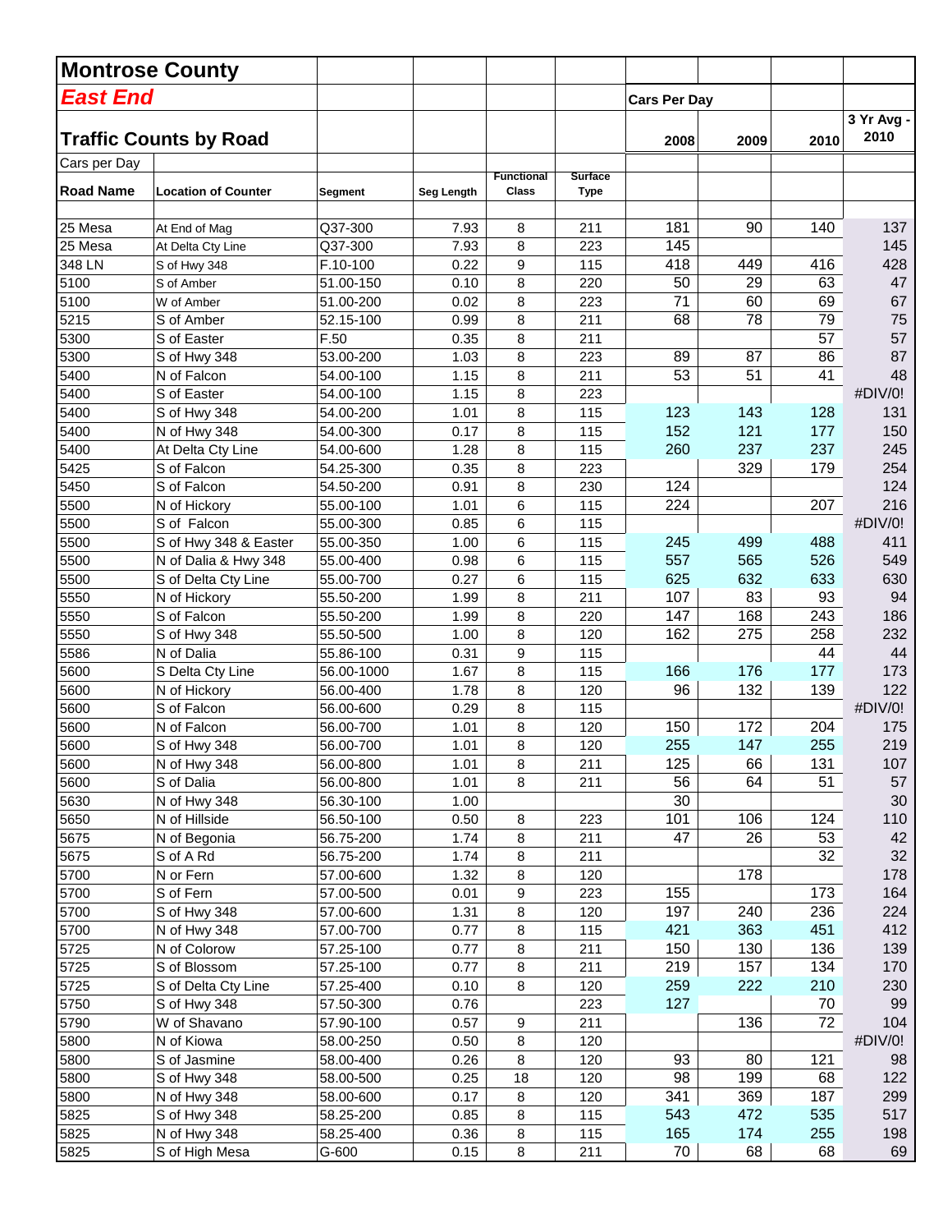# Montrose County

## *East End*

## Traffic Counts by Road

Cars per Day

| Road Name | Location of Counter | Segment | Seg Length | Functional Class | Surface Type | Cars Per Day 2008 | 2009 | 2010 | 3 Yr Avg - 2010 |
|---|---|---|---|---|---|---|---|---|---|
| 25 Mesa | At End of Mag | Q37-300 | 7.93 | 8 | 211 | 181 | 90 | 140 | 137 |
| 25 Mesa | At Delta Cty Line | Q37-300 | 7.93 | 8 | 223 | 145 | | | 145 |
| 348 LN | S of Hwy 348 | F.10-100 | 0.22 | 9 | 115 | 418 | 449 | 416 | 428 |
| 5100 | S of Amber | 51.00-150 | 0.10 | 8 | 220 | 50 | 29 | 63 | 47 |
| 5100 | W of Amber | 51.00-200 | 0.02 | 8 | 223 | 71 | 60 | 69 | 67 |
| 5215 | S of Amber | 52.15-100 | 0.99 | 8 | 211 | 68 | 78 | 79 | 75 |
| 5300 | S of Easter | F.50 | 0.35 | 8 | 211 | | | 57 | 57 |
| 5300 | S of Hwy 348 | 53.00-200 | 1.03 | 8 | 223 | 89 | 87 | 86 | 87 |
| 5400 | N of Falcon | 54.00-100 | 1.15 | 8 | 211 | 53 | 51 | 41 | 48 |
| 5400 | S of Easter | 54.00-100 | 1.15 | 8 | 223 | | | | #DIV/0! |
| 5400 | S of Hwy 348 | 54.00-200 | 1.01 | 8 | 115 | 123 | 143 | 128 | 131 |
| 5400 | N of Hwy 348 | 54.00-300 | 0.17 | 8 | 115 | 152 | 121 | 177 | 150 |
| 5400 | At Delta Cty Line | 54.00-600 | 1.28 | 8 | 115 | 260 | 237 | 237 | 245 |
| 5425 | S of Falcon | 54.25-300 | 0.35 | 8 | 223 | | 329 | 179 | 254 |
| 5450 | S of Falcon | 54.50-200 | 0.91 | 8 | 230 | 124 | | | 124 |
| 5500 | N of Hickory | 55.00-100 | 1.01 | 6 | 115 | 224 | | 207 | 216 |
| 5500 | S of Falcon | 55.00-300 | 0.85 | 6 | 115 | | | | #DIV/0! |
| 5500 | S of Hwy 348 & Easter | 55.00-350 | 1.00 | 6 | 115 | 245 | 499 | 488 | 411 |
| 5500 | N of Dalia & Hwy 348 | 55.00-400 | 0.98 | 6 | 115 | 557 | 565 | 526 | 549 |
| 5500 | S of Delta Cty Line | 55.00-700 | 0.27 | 6 | 115 | 625 | 632 | 633 | 630 |
| 5550 | N of Hickory | 55.50-200 | 1.99 | 8 | 211 | 107 | 83 | 93 | 94 |
| 5550 | S of Falcon | 55.50-200 | 1.99 | 8 | 220 | 147 | 168 | 243 | 186 |
| 5550 | S of Hwy 348 | 55.50-500 | 1.00 | 8 | 120 | 162 | 275 | 258 | 232 |
| 5586 | N of Dalia | 55.86-100 | 0.31 | 9 | 115 | | | 44 | 44 |
| 5600 | S Delta Cty Line | 56.00-1000 | 1.67 | 8 | 115 | 166 | 176 | 177 | 173 |
| 5600 | N of Hickory | 56.00-400 | 1.78 | 8 | 120 | 96 | 132 | 139 | 122 |
| 5600 | S of Falcon | 56.00-600 | 0.29 | 8 | 115 | | | | #DIV/0! |
| 5600 | N of Falcon | 56.00-700 | 1.01 | 8 | 120 | 150 | 172 | 204 | 175 |
| 5600 | S of Hwy 348 | 56.00-700 | 1.01 | 8 | 120 | 255 | 147 | 255 | 219 |
| 5600 | N of Hwy 348 | 56.00-800 | 1.01 | 8 | 211 | 125 | 66 | 131 | 107 |
| 5600 | S of Dalia | 56.00-800 | 1.01 | 8 | 211 | 56 | 64 | 51 | 57 |
| 5630 | N of Hwy 348 | 56.30-100 | 1.00 | | | 30 | | | 30 |
| 5650 | N of Hillside | 56.50-100 | 0.50 | 8 | 223 | 101 | 106 | 124 | 110 |
| 5675 | N of Begonia | 56.75-200 | 1.74 | 8 | 211 | 47 | 26 | 53 | 42 |
| 5675 | S of A Rd | 56.75-200 | 1.74 | 8 | 211 | | | 32 | 32 |
| 5700 | N or Fern | 57.00-600 | 1.32 | 8 | 120 | | 178 | | 178 |
| 5700 | S of Fern | 57.00-500 | 0.01 | 9 | 223 | 155 | | 173 | 164 |
| 5700 | S of Hwy 348 | 57.00-600 | 1.31 | 8 | 120 | 197 | 240 | 236 | 224 |
| 5700 | N of Hwy 348 | 57.00-700 | 0.77 | 8 | 115 | 421 | 363 | 451 | 412 |
| 5725 | N of Colorow | 57.25-100 | 0.77 | 8 | 211 | 150 | 130 | 136 | 139 |
| 5725 | S of Blossom | 57.25-100 | 0.77 | 8 | 211 | 219 | 157 | 134 | 170 |
| 5725 | S of Delta Cty Line | 57.25-400 | 0.10 | 8 | 120 | 259 | 222 | 210 | 230 |
| 5750 | S of Hwy 348 | 57.50-300 | 0.76 | | 223 | 127 | | 70 | 99 |
| 5790 | W of Shavano | 57.90-100 | 0.57 | 9 | 211 | | 136 | 72 | 104 |
| 5800 | N of Kiowa | 58.00-250 | 0.50 | 8 | 120 | | | | #DIV/0! |
| 5800 | S of Jasmine | 58.00-400 | 0.26 | 8 | 120 | 93 | 80 | 121 | 98 |
| 5800 | S of Hwy 348 | 58.00-500 | 0.25 | 18 | 120 | 98 | 199 | 68 | 122 |
| 5800 | N of Hwy 348 | 58.00-600 | 0.17 | 8 | 120 | 341 | 369 | 187 | 299 |
| 5825 | S of Hwy 348 | 58.25-200 | 0.85 | 8 | 115 | 543 | 472 | 535 | 517 |
| 5825 | N of Hwy 348 | 58.25-400 | 0.36 | 8 | 115 | 165 | 174 | 255 | 198 |
| 5825 | S of High Mesa | G-600 | 0.15 | 8 | 211 | 70 | 68 | 68 | 69 |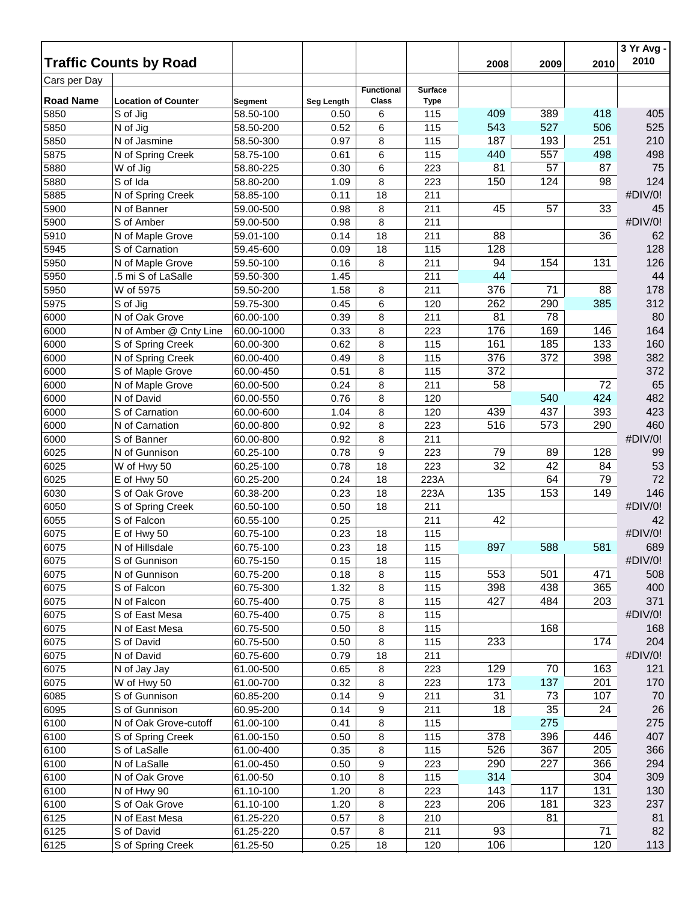## Traffic Counts by Road

Cars per Day

| Road Name | Location of Counter | Segment | Seg Length | Functional Class | Surface Type | 2008 | 2009 | 2010 | 3 Yr Avg - 2010 |
|---|---|---|---|---|---|---|---|---|---|
| 5850 | S of Jig | 58.50-100 | 0.50 | 6 | 115 | 409 | 389 | 418 | 405 |
| 5850 | N of Jig | 58.50-200 | 0.52 | 6 | 115 | 543 | 527 | 506 | 525 |
| 5850 | N of Jasmine | 58.50-300 | 0.97 | 8 | 115 | 187 | 193 | 251 | 210 |
| 5875 | N of Spring Creek | 58.75-100 | 0.61 | 6 | 115 | 440 | 557 | 498 | 498 |
| 5880 | W of Jig | 58.80-225 | 0.30 | 6 | 223 | 81 | 57 | 87 | 75 |
| 5880 | S of Ida | 58.80-200 | 1.09 | 8 | 223 | 150 | 124 | 98 | 124 |
| 5885 | N of Spring Creek | 58.85-100 | 0.11 | 18 | 211 | | | | #DIV/0! |
| 5900 | N of Banner | 59.00-500 | 0.98 | 8 | 211 | 45 | 57 | 33 | 45 |
| 5900 | S of Amber | 59.00-500 | 0.98 | 8 | 211 | | | | #DIV/0! |
| 5910 | N of Maple Grove | 59.01-100 | 0.14 | 18 | 211 | 88 | | 36 | 62 |
| 5945 | S of Carnation | 59.45-600 | 0.09 | 18 | 115 | 128 | | | 128 |
| 5950 | N of Maple Grove | 59.50-100 | 0.16 | 8 | 211 | 94 | 154 | 131 | 126 |
| 5950 | .5 mi S of LaSalle | 59.50-300 | 1.45 | | 211 | 44 | | | 44 |
| 5950 | W of 5975 | 59.50-200 | 1.58 | 8 | 211 | 376 | 71 | 88 | 178 |
| 5975 | S of Jig | 59.75-300 | 0.45 | 6 | 120 | 262 | 290 | 385 | 312 |
| 6000 | N of Oak Grove | 60.00-100 | 0.39 | 8 | 211 | 81 | 78 | | 80 |
| 6000 | N of Amber @ Cnty Line | 60.00-1000 | 0.33 | 8 | 223 | 176 | 169 | 146 | 164 |
| 6000 | S of Spring Creek | 60.00-300 | 0.62 | 8 | 115 | 161 | 185 | 133 | 160 |
| 6000 | N of Spring Creek | 60.00-400 | 0.49 | 8 | 115 | 376 | 372 | 398 | 382 |
| 6000 | S of Maple Grove | 60.00-450 | 0.51 | 8 | 115 | 372 | | | 372 |
| 6000 | N of Maple Grove | 60.00-500 | 0.24 | 8 | 211 | 58 | | 72 | 65 |
| 6000 | N of David | 60.00-550 | 0.76 | 8 | 120 | | 540 | 424 | 482 |
| 6000 | S of Carnation | 60.00-600 | 1.04 | 8 | 120 | 439 | 437 | 393 | 423 |
| 6000 | N of Carnation | 60.00-800 | 0.92 | 8 | 223 | 516 | 573 | 290 | 460 |
| 6000 | S of Banner | 60.00-800 | 0.92 | 8 | 211 | | | | #DIV/0! |
| 6025 | N of Gunnison | 60.25-100 | 0.78 | 9 | 223 | 79 | 89 | 128 | 99 |
| 6025 | W of Hwy 50 | 60.25-100 | 0.78 | 18 | 223 | 32 | 42 | 84 | 53 |
| 6025 | E of Hwy 50 | 60.25-200 | 0.24 | 18 | 223A | | 64 | 79 | 72 |
| 6030 | S of Oak Grove | 60.38-200 | 0.23 | 18 | 223A | 135 | 153 | 149 | 146 |
| 6050 | S of Spring Creek | 60.50-100 | 0.50 | 18 | 211 | | | | #DIV/0! |
| 6055 | S of Falcon | 60.55-100 | 0.25 | | 211 | 42 | | | 42 |
| 6075 | E of Hwy 50 | 60.75-100 | 0.23 | 18 | 115 | | | | #DIV/0! |
| 6075 | N of Hillsdale | 60.75-100 | 0.23 | 18 | 115 | 897 | 588 | 581 | 689 |
| 6075 | S of Gunnison | 60.75-150 | 0.15 | 18 | 115 | | | | #DIV/0! |
| 6075 | N of Gunnison | 60.75-200 | 0.18 | 8 | 115 | 553 | 501 | 471 | 508 |
| 6075 | S of Falcon | 60.75-300 | 1.32 | 8 | 115 | 398 | 438 | 365 | 400 |
| 6075 | N of Falcon | 60.75-400 | 0.75 | 8 | 115 | 427 | 484 | 203 | 371 |
| 6075 | S of East Mesa | 60.75-400 | 0.75 | 8 | 115 | | | | #DIV/0! |
| 6075 | N of East Mesa | 60.75-500 | 0.50 | 8 | 115 | | 168 | | 168 |
| 6075 | S of David | 60.75-500 | 0.50 | 8 | 115 | 233 | | 174 | 204 |
| 6075 | N of David | 60.75-600 | 0.79 | 18 | 211 | | | | #DIV/0! |
| 6075 | N of Jay Jay | 61.00-500 | 0.65 | 8 | 223 | 129 | 70 | 163 | 121 |
| 6075 | W of Hwy 50 | 61.00-700 | 0.32 | 8 | 223 | 173 | 137 | 201 | 170 |
| 6085 | S of Gunnison | 60.85-200 | 0.14 | 9 | 211 | 31 | 73 | 107 | 70 |
| 6095 | S of Gunnison | 60.95-200 | 0.14 | 9 | 211 | 18 | 35 | 24 | 26 |
| 6100 | N of Oak Grove-cutoff | 61.00-100 | 0.41 | 8 | 115 | | 275 | | 275 |
| 6100 | S of Spring Creek | 61.00-150 | 0.50 | 8 | 115 | 378 | 396 | 446 | 407 |
| 6100 | S of LaSalle | 61.00-400 | 0.35 | 8 | 115 | 526 | 367 | 205 | 366 |
| 6100 | N of LaSalle | 61.00-450 | 0.50 | 9 | 223 | 290 | 227 | 366 | 294 |
| 6100 | N of Oak Grove | 61.00-50 | 0.10 | 8 | 115 | 314 | | 304 | 309 |
| 6100 | N of Hwy 90 | 61.10-100 | 1.20 | 8 | 223 | 143 | 117 | 131 | 130 |
| 6100 | S of Oak Grove | 61.10-100 | 1.20 | 8 | 223 | 206 | 181 | 323 | 237 |
| 6125 | N of East Mesa | 61.25-220 | 0.57 | 8 | 210 | | 81 | | 81 |
| 6125 | S of David | 61.25-220 | 0.57 | 8 | 211 | 93 | | 71 | 82 |
| 6125 | S of Spring Creek | 61.25-50 | 0.25 | 18 | 120 | 106 | | 120 | 113 |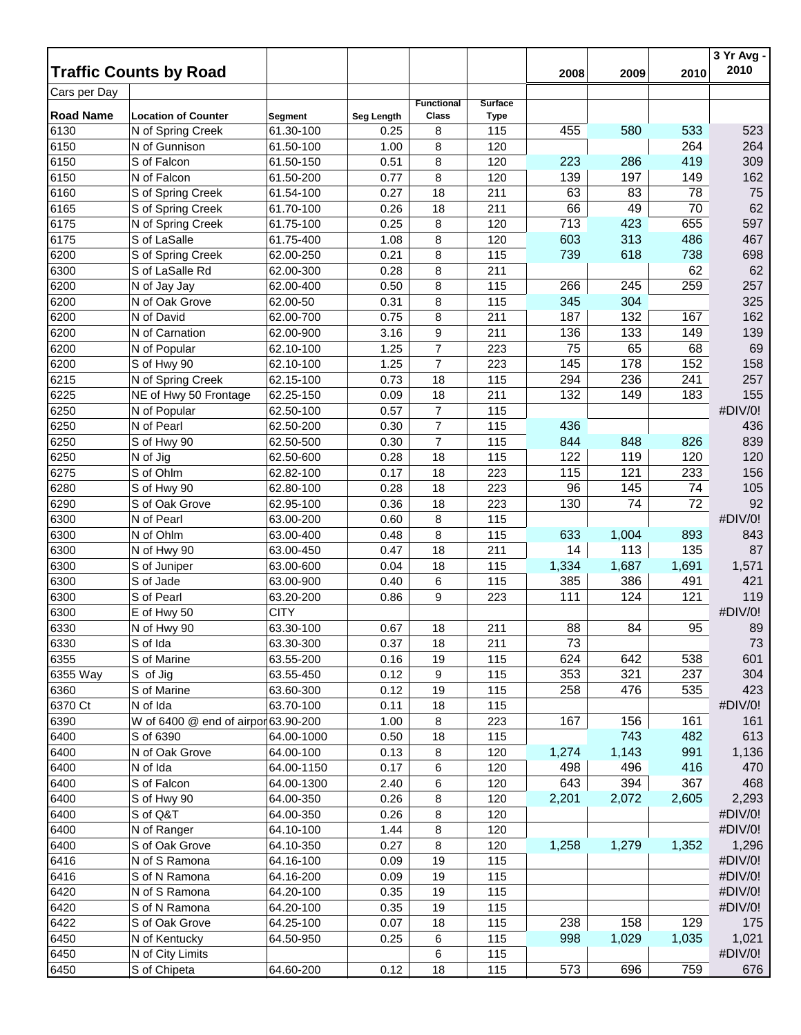## Traffic Counts by Road

Cars per Day

| Road Name | Location of Counter | Segment | Seg Length | Functional Class | Surface Type | 2008 | 2009 | 2010 | 3 Yr Avg - 2010 |
|---|---|---|---|---|---|---|---|---|---|
| 6130 | N of Spring Creek | 61.30-100 | 0.25 | 8 | 115 | 455 | 580 | 533 | 523 |
| 6150 | N of Gunnison | 61.50-100 | 1.00 | 8 | 120 | | | 264 | 264 |
| 6150 | S of Falcon | 61.50-150 | 0.51 | 8 | 120 | 223 | 286 | 419 | 309 |
| 6150 | N of Falcon | 61.50-200 | 0.77 | 8 | 120 | 139 | 197 | 149 | 162 |
| 6160 | S of Spring Creek | 61.54-100 | 0.27 | 18 | 211 | 63 | 83 | 78 | 75 |
| 6165 | S of Spring Creek | 61.70-100 | 0.26 | 18 | 211 | 66 | 49 | 70 | 62 |
| 6175 | N of Spring Creek | 61.75-100 | 0.25 | 8 | 120 | 713 | 423 | 655 | 597 |
| 6175 | S of LaSalle | 61.75-400 | 1.08 | 8 | 120 | 603 | 313 | 486 | 467 |
| 6200 | S of Spring Creek | 62.00-250 | 0.21 | 8 | 115 | 739 | 618 | 738 | 698 |
| 6300 | S of LaSalle Rd | 62.00-300 | 0.28 | 8 | 211 | | | 62 | 62 |
| 6200 | N of Jay Jay | 62.00-400 | 0.50 | 8 | 115 | 266 | 245 | 259 | 257 |
| 6200 | N of Oak Grove | 62.00-50 | 0.31 | 8 | 115 | 345 | 304 | | 325 |
| 6200 | N of David | 62.00-700 | 0.75 | 8 | 211 | 187 | 132 | 167 | 162 |
| 6200 | N of Carnation | 62.00-900 | 3.16 | 9 | 211 | 136 | 133 | 149 | 139 |
| 6200 | N of Popular | 62.10-100 | 1.25 | 7 | 223 | 75 | 65 | 68 | 69 |
| 6200 | S of Hwy 90 | 62.10-100 | 1.25 | 7 | 223 | 145 | 178 | 152 | 158 |
| 6215 | N of Spring Creek | 62.15-100 | 0.73 | 18 | 115 | 294 | 236 | 241 | 257 |
| 6225 | NE of Hwy 50 Frontage | 62.25-150 | 0.09 | 18 | 211 | 132 | 149 | 183 | 155 |
| 6250 | N of Popular | 62.50-100 | 0.57 | 7 | 115 | | | | #DIV/0! |
| 6250 | N of Pearl | 62.50-200 | 0.30 | 7 | 115 | 436 | | | 436 |
| 6250 | S of Hwy 90 | 62.50-500 | 0.30 | 7 | 115 | 844 | 848 | 826 | 839 |
| 6250 | N of Jig | 62.50-600 | 0.28 | 18 | 115 | 122 | 119 | 120 | 120 |
| 6275 | S of Ohlm | 62.82-100 | 0.17 | 18 | 223 | 115 | 121 | 233 | 156 |
| 6280 | S of Hwy 90 | 62.80-100 | 0.28 | 18 | 223 | 96 | 145 | 74 | 105 |
| 6290 | S of Oak Grove | 62.95-100 | 0.36 | 18 | 223 | 130 | 74 | 72 | 92 |
| 6300 | N of Pearl | 63.00-200 | 0.60 | 8 | 115 | | | | #DIV/0! |
| 6300 | N of Ohlm | 63.00-400 | 0.48 | 8 | 115 | 633 | 1,004 | 893 | 843 |
| 6300 | N of Hwy 90 | 63.00-450 | 0.47 | 18 | 211 | 14 | 113 | 135 | 87 |
| 6300 | S of Juniper | 63.00-600 | 0.04 | 18 | 115 | 1,334 | 1,687 | 1,691 | 1,571 |
| 6300 | S of Jade | 63.00-900 | 0.40 | 6 | 115 | 385 | 386 | 491 | 421 |
| 6300 | S of Pearl | 63.20-200 | 0.86 | 9 | 223 | 111 | 124 | 121 | 119 |
| 6300 | E of Hwy 50 | CITY | | | | | | | #DIV/0! |
| 6330 | N of Hwy 90 | 63.30-100 | 0.67 | 18 | 211 | 88 | 84 | 95 | 89 |
| 6330 | S of Ida | 63.30-300 | 0.37 | 18 | 211 | 73 | | | 73 |
| 6355 | S of Marine | 63.55-200 | 0.16 | 19 | 115 | 624 | 642 | 538 | 601 |
| 6355 Way | S of Jig | 63.55-450 | 0.12 | 9 | 115 | 353 | 321 | 237 | 304 |
| 6360 | S of Marine | 63.60-300 | 0.12 | 19 | 115 | 258 | 476 | 535 | 423 |
| 6370 Ct | N of Ida | 63.70-100 | 0.11 | 18 | 115 | | | | #DIV/0! |
| 6390 | W of 6400 @ end of airpor | 63.90-200 | 1.00 | 8 | 223 | 167 | 156 | 161 | 161 |
| 6400 | S of 6390 | 64.00-1000 | 0.50 | 18 | 115 | | 743 | 482 | 613 |
| 6400 | N of Oak Grove | 64.00-100 | 0.13 | 8 | 120 | 1,274 | 1,143 | 991 | 1,136 |
| 6400 | N of Ida | 64.00-1150 | 0.17 | 6 | 120 | 498 | 496 | 416 | 470 |
| 6400 | S of Falcon | 64.00-1300 | 2.40 | 6 | 120 | 643 | 394 | 367 | 468 |
| 6400 | S of Hwy 90 | 64.00-350 | 0.26 | 8 | 120 | 2,201 | 2,072 | 2,605 | 2,293 |
| 6400 | S of Q&T | 64.00-350 | 0.26 | 8 | 120 | | | | #DIV/0! |
| 6400 | N of Ranger | 64.10-100 | 1.44 | 8 | 120 | | | | #DIV/0! |
| 6400 | S of Oak Grove | 64.10-350 | 0.27 | 8 | 120 | 1,258 | 1,279 | 1,352 | 1,296 |
| 6416 | N of S Ramona | 64.16-100 | 0.09 | 19 | 115 | | | | #DIV/0! |
| 6416 | S of N Ramona | 64.16-200 | 0.09 | 19 | 115 | | | | #DIV/0! |
| 6420 | N of S Ramona | 64.20-100 | 0.35 | 19 | 115 | | | | #DIV/0! |
| 6420 | S of N Ramona | 64.20-100 | 0.35 | 19 | 115 | | | | #DIV/0! |
| 6422 | S of Oak Grove | 64.25-100 | 0.07 | 18 | 115 | 238 | 158 | 129 | 175 |
| 6450 | N of Kentucky | 64.50-950 | 0.25 | 6 | 115 | 998 | 1,029 | 1,035 | 1,021 |
| 6450 | N of City Limits | | | 6 | 115 | | | | #DIV/0! |
| 6450 | S of Chipeta | 64.60-200 | 0.12 | 18 | 115 | 573 | 696 | 759 | 676 |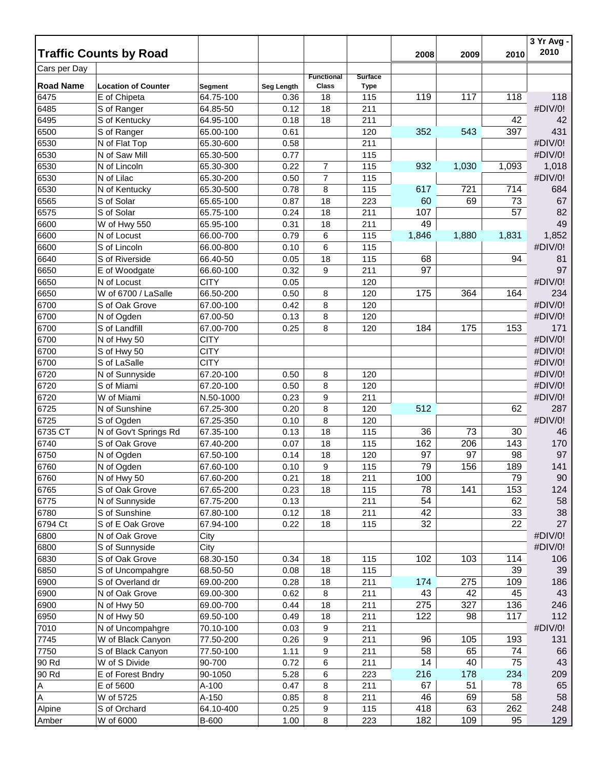## Traffic Counts by Road

Cars per Day

| Road Name | Location of Counter | Segment | Seg Length | Functional Class | Surface Type | 2008 | 2009 | 2010 | 3 Yr Avg - 2010 |
|---|---|---|---|---|---|---|---|---|---|
| 6475 | E of Chipeta | 64.75-100 | 0.36 | 18 | 115 | 119 | 117 | 118 | 118 |
| 6485 | S of Ranger | 64.85-50 | 0.12 | 18 | 211 | | | | #DIV/0! |
| 6495 | S of Kentucky | 64.95-100 | 0.18 | 18 | 211 | | | 42 | 42 |
| 6500 | S of Ranger | 65.00-100 | 0.61 | | 120 | 352 | 543 | 397 | 431 |
| 6530 | N of Flat Top | 65.30-600 | 0.58 | | 211 | | | | #DIV/0! |
| 6530 | N of Saw Mill | 65.30-500 | 0.77 | | 115 | | | | #DIV/0! |
| 6530 | N of Lincoln | 65.30-300 | 0.22 | 7 | 115 | 932 | 1,030 | 1,093 | 1,018 |
| 6530 | N of Lilac | 65.30-200 | 0.50 | 7 | 115 | | | | #DIV/0! |
| 6530 | N of Kentucky | 65.30-500 | 0.78 | 8 | 115 | 617 | 721 | 714 | 684 |
| 6565 | S of Solar | 65.65-100 | 0.87 | 18 | 223 | 60 | 69 | 73 | 67 |
| 6575 | S of Solar | 65.75-100 | 0.24 | 18 | 211 | 107 | | 57 | 82 |
| 6600 | W of Hwy 550 | 65.95-100 | 0.31 | 18 | 211 | 49 | | | 49 |
| 6600 | N of Locust | 66.00-700 | 0.79 | 6 | 115 | 1,846 | 1,880 | 1,831 | 1,852 |
| 6600 | S of Lincoln | 66.00-800 | 0.10 | 6 | 115 | | | | #DIV/0! |
| 6640 | S of Riverside | 66.40-50 | 0.05 | 18 | 115 | 68 | | 94 | 81 |
| 6650 | E of Woodgate | 66.60-100 | 0.32 | 9 | 211 | 97 | | | 97 |
| 6650 | N of Locust | CITY | 0.05 | | 120 | | | | #DIV/0! |
| 6650 | W of 6700 / LaSalle | 66.50-200 | 0.50 | 8 | 120 | 175 | 364 | 164 | 234 |
| 6700 | S of Oak Grove | 67.00-100 | 0.42 | 8 | 120 | | | | #DIV/0! |
| 6700 | N of Ogden | 67.00-50 | 0.13 | 8 | 120 | | | | #DIV/0! |
| 6700 | S of Landfill | 67.00-700 | 0.25 | 8 | 120 | 184 | 175 | 153 | 171 |
| 6700 | N of Hwy 50 | CITY | | | | | | | #DIV/0! |
| 6700 | S of Hwy 50 | CITY | | | | | | | #DIV/0! |
| 6700 | S of LaSalle | CITY | | | | | | | #DIV/0! |
| 6720 | N of Sunnyside | 67.20-100 | 0.50 | 8 | 120 | | | | #DIV/0! |
| 6720 | S of Miami | 67.20-100 | 0.50 | 8 | 120 | | | | #DIV/0! |
| 6720 | W of Miami | N.50-1000 | 0.23 | 9 | 211 | | | | #DIV/0! |
| 6725 | N of Sunshine | 67.25-300 | 0.20 | 8 | 120 | 512 | | 62 | 287 |
| 6725 | S of Ogden | 67.25-350 | 0.10 | 8 | 120 | | | | #DIV/0! |
| 6735 CT | N of Gov't Springs Rd | 67.35-100 | 0.13 | 18 | 115 | 36 | 73 | 30 | 46 |
| 6740 | S of Oak Grove | 67.40-200 | 0.07 | 18 | 115 | 162 | 206 | 143 | 170 |
| 6750 | N of Ogden | 67.50-100 | 0.14 | 18 | 120 | 97 | 97 | 98 | 97 |
| 6760 | N of Ogden | 67.60-100 | 0.10 | 9 | 115 | 79 | 156 | 189 | 141 |
| 6760 | N of Hwy 50 | 67.60-200 | 0.21 | 18 | 211 | 100 | | 79 | 90 |
| 6765 | S of Oak Grove | 67.65-200 | 0.23 | 18 | 115 | 78 | 141 | 153 | 124 |
| 6775 | N of Sunnyside | 67.75-200 | 0.13 | | 211 | 54 | | 62 | 58 |
| 6780 | S of Sunshine | 67.80-100 | 0.12 | 18 | 211 | 42 | | 33 | 38 |
| 6794 Ct | S of E Oak Grove | 67.94-100 | 0.22 | 18 | 115 | 32 | | 22 | 27 |
| 6800 | N of Oak Grove | City | | | | | | | #DIV/0! |
| 6800 | S of Sunnyside | City | | | | | | | #DIV/0! |
| 6830 | S of Oak Grove | 68.30-150 | 0.34 | 18 | 115 | 102 | 103 | 114 | 106 |
| 6850 | S of Uncompahgre | 68.50-50 | 0.08 | 18 | 115 | | | 39 | 39 |
| 6900 | S of Overland dr | 69.00-200 | 0.28 | 18 | 211 | 174 | 275 | 109 | 186 |
| 6900 | N of Oak Grove | 69.00-300 | 0.62 | 8 | 211 | 43 | 42 | 45 | 43 |
| 6900 | N of Hwy 50 | 69.00-700 | 0.44 | 18 | 211 | 275 | 327 | 136 | 246 |
| 6950 | N of Hwy 50 | 69.50-100 | 0.49 | 18 | 211 | 122 | 98 | 117 | 112 |
| 7010 | N of Uncompahgre | 70.10-100 | 0.03 | 9 | 211 | | | | #DIV/0! |
| 7745 | W of Black Canyon | 77.50-200 | 0.26 | 9 | 211 | 96 | 105 | 193 | 131 |
| 7750 | S of Black Canyon | 77.50-100 | 1.11 | 9 | 211 | 58 | 65 | 74 | 66 |
| 90 Rd | W of S Divide | 90-700 | 0.72 | 6 | 211 | 14 | 40 | 75 | 43 |
| 90 Rd | E of Forest Bndry | 90-1050 | 5.28 | 6 | 223 | 216 | 178 | 234 | 209 |
| A | E of 5600 | A-100 | 0.47 | 8 | 211 | 67 | 51 | 78 | 65 |
| A | W of 5725 | A-150 | 0.85 | 8 | 211 | 46 | 69 | 58 | 58 |
| Alpine | S of Orchard | 64.10-400 | 0.25 | 9 | 115 | 418 | 63 | 262 | 248 |
| Amber | W of 6000 | B-600 | 1.00 | 8 | 223 | 182 | 109 | 95 | 129 |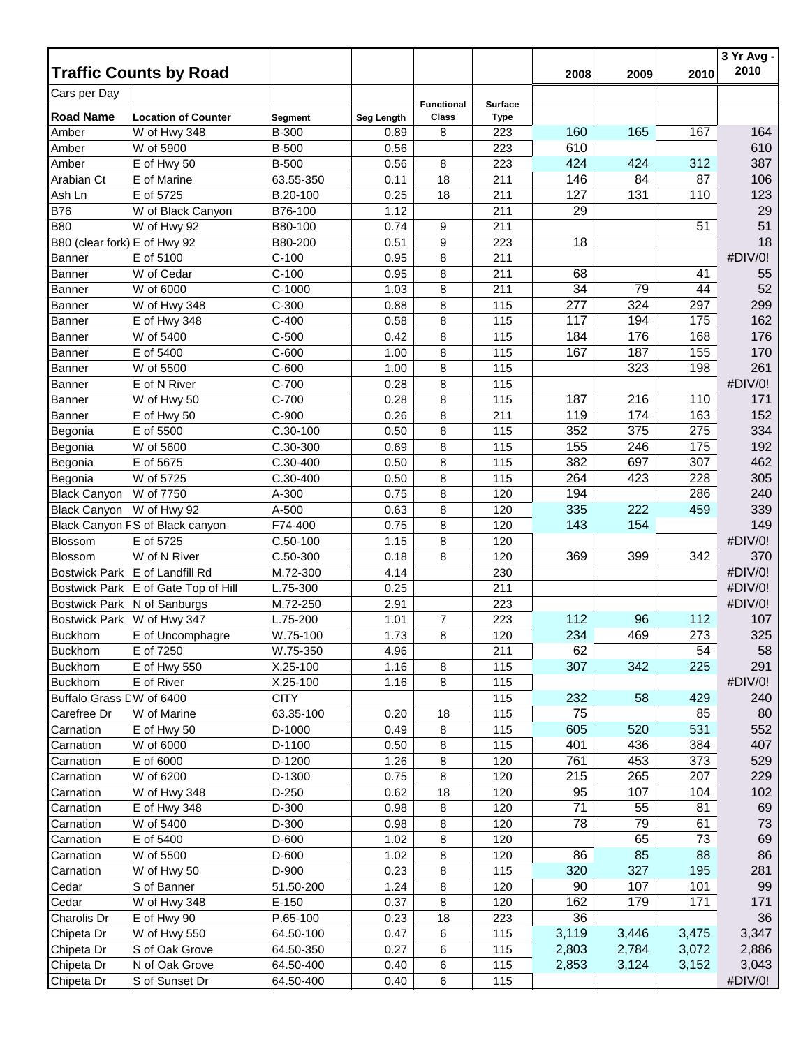## Traffic Counts by Road

Cars per Day

| Road Name | Location of Counter | Segment | Seg Length | Functional Class | Surface Type | 2008 | 2009 | 2010 | 3 Yr Avg - 2010 |
|---|---|---|---|---|---|---|---|---|---|
| Amber | W of Hwy 348 | B-300 | 0.89 | 8 | 223 | 160 | 165 | 167 | 164 |
| Amber | W of 5900 | B-500 | 0.56 | | 223 | 610 | | | 610 |
| Amber | E of Hwy 50 | B-500 | 0.56 | 8 | 223 | 424 | 424 | 312 | 387 |
| Arabian Ct | E of Marine | 63.55-350 | 0.11 | 18 | 211 | 146 | 84 | 87 | 106 |
| Ash Ln | E of 5725 | B.20-100 | 0.25 | 18 | 211 | 127 | 131 | 110 | 123 |
| B76 | W of Black Canyon | B76-100 | 1.12 | | 211 | 29 | | | 29 |
| B80 | W of Hwy 92 | B80-100 | 0.74 | 9 | 211 | | | 51 | 51 |
| B80 (clear fork) | E of Hwy 92 | B80-200 | 0.51 | 9 | 223 | 18 | | | 18 |
| Banner | E of 5100 | C-100 | 0.95 | 8 | 211 | | | | #DIV/0! |
| Banner | W of Cedar | C-100 | 0.95 | 8 | 211 | 68 | | 41 | 55 |
| Banner | W of 6000 | C-1000 | 1.03 | 8 | 211 | 34 | 79 | 44 | 52 |
| Banner | W of Hwy 348 | C-300 | 0.88 | 8 | 115 | 277 | 324 | 297 | 299 |
| Banner | E of Hwy 348 | C-400 | 0.58 | 8 | 115 | 117 | 194 | 175 | 162 |
| Banner | W of 5400 | C-500 | 0.42 | 8 | 115 | 184 | 176 | 168 | 176 |
| Banner | E of 5400 | C-600 | 1.00 | 8 | 115 | 167 | 187 | 155 | 170 |
| Banner | W of 5500 | C-600 | 1.00 | 8 | 115 | | 323 | 198 | 261 |
| Banner | E of N River | C-700 | 0.28 | 8 | 115 | | | | #DIV/0! |
| Banner | W of Hwy 50 | C-700 | 0.28 | 8 | 115 | 187 | 216 | 110 | 171 |
| Banner | E of Hwy 50 | C-900 | 0.26 | 8 | 211 | 119 | 174 | 163 | 152 |
| Begonia | E of 5500 | C.30-100 | 0.50 | 8 | 115 | 352 | 375 | 275 | 334 |
| Begonia | W of 5600 | C.30-300 | 0.69 | 8 | 115 | 155 | 246 | 175 | 192 |
| Begonia | E of 5675 | C.30-400 | 0.50 | 8 | 115 | 382 | 697 | 307 | 462 |
| Begonia | W of 5725 | C.30-400 | 0.50 | 8 | 115 | 264 | 423 | 228 | 305 |
| Black Canyon | W of 7750 | A-300 | 0.75 | 8 | 120 | 194 | | 286 | 240 |
| Black Canyon | W of Hwy 92 | A-500 | 0.63 | 8 | 120 | 335 | 222 | 459 | 339 |
| Black Canyon F | S of Black canyon | F74-400 | 0.75 | 8 | 120 | 143 | 154 | | 149 |
| Blossom | E of 5725 | C.50-100 | 1.15 | 8 | 120 | | | | #DIV/0! |
| Blossom | W of N River | C.50-300 | 0.18 | 8 | 120 | 369 | 399 | 342 | 370 |
| Bostwick Park | E of Landfill Rd | M.72-300 | 4.14 | | 230 | | | | #DIV/0! |
| Bostwick Park | E of Gate Top of Hill | L.75-300 | 0.25 | | 211 | | | | #DIV/0! |
| Bostwick Park | N of Sanburgs | M.72-250 | 2.91 | | 223 | | | | #DIV/0! |
| Bostwick Park | W of Hwy 347 | L.75-200 | 1.01 | 7 | 223 | 112 | 96 | 112 | 107 |
| Buckhorn | E of Uncomphagre | W.75-100 | 1.73 | 8 | 120 | 234 | 469 | 273 | 325 |
| Buckhorn | E of 7250 | W.75-350 | 4.96 | | 211 | 62 | | 54 | 58 |
| Buckhorn | E of Hwy 550 | X.25-100 | 1.16 | 8 | 115 | 307 | 342 | 225 | 291 |
| Buckhorn | E of River | X.25-100 | 1.16 | 8 | 115 | | | | #DIV/0! |
| Buffalo Grass D | W of 6400 | CITY | | | 115 | 232 | 58 | 429 | 240 |
| Carefree Dr | W of Marine | 63.35-100 | 0.20 | 18 | 115 | 75 | | 85 | 80 |
| Carnation | E of Hwy 50 | D-1000 | 0.49 | 8 | 115 | 605 | 520 | 531 | 552 |
| Carnation | W of 6000 | D-1100 | 0.50 | 8 | 115 | 401 | 436 | 384 | 407 |
| Carnation | E of 6000 | D-1200 | 1.26 | 8 | 120 | 761 | 453 | 373 | 529 |
| Carnation | W of 6200 | D-1300 | 0.75 | 8 | 120 | 215 | 265 | 207 | 229 |
| Carnation | W of Hwy 348 | D-250 | 0.62 | 18 | 120 | 95 | 107 | 104 | 102 |
| Carnation | E of Hwy 348 | D-300 | 0.98 | 8 | 120 | 71 | 55 | 81 | 69 |
| Carnation | W of 5400 | D-300 | 0.98 | 8 | 120 | 78 | 79 | 61 | 73 |
| Carnation | E of 5400 | D-600 | 1.02 | 8 | 120 | | 65 | 73 | 69 |
| Carnation | W of 5500 | D-600 | 1.02 | 8 | 120 | 86 | 85 | 88 | 86 |
| Carnation | W of Hwy 50 | D-900 | 0.23 | 8 | 115 | 320 | 327 | 195 | 281 |
| Cedar | S of Banner | 51.50-200 | 1.24 | 8 | 120 | 90 | 107 | 101 | 99 |
| Cedar | W of Hwy 348 | E-150 | 0.37 | 8 | 120 | 162 | 179 | 171 | 171 |
| Charolis Dr | E of Hwy 90 | P.65-100 | 0.23 | 18 | 223 | 36 | | | 36 |
| Chipeta Dr | W of Hwy 550 | 64.50-100 | 0.47 | 6 | 115 | 3,119 | 3,446 | 3,475 | 3,347 |
| Chipeta Dr | S of Oak Grove | 64.50-350 | 0.27 | 6 | 115 | 2,803 | 2,784 | 3,072 | 2,886 |
| Chipeta Dr | N of Oak Grove | 64.50-400 | 0.40 | 6 | 115 | 2,853 | 3,124 | 3,152 | 3,043 |
| Chipeta Dr | S of Sunset Dr | 64.50-400 | 0.40 | 6 | 115 | | | | #DIV/0! |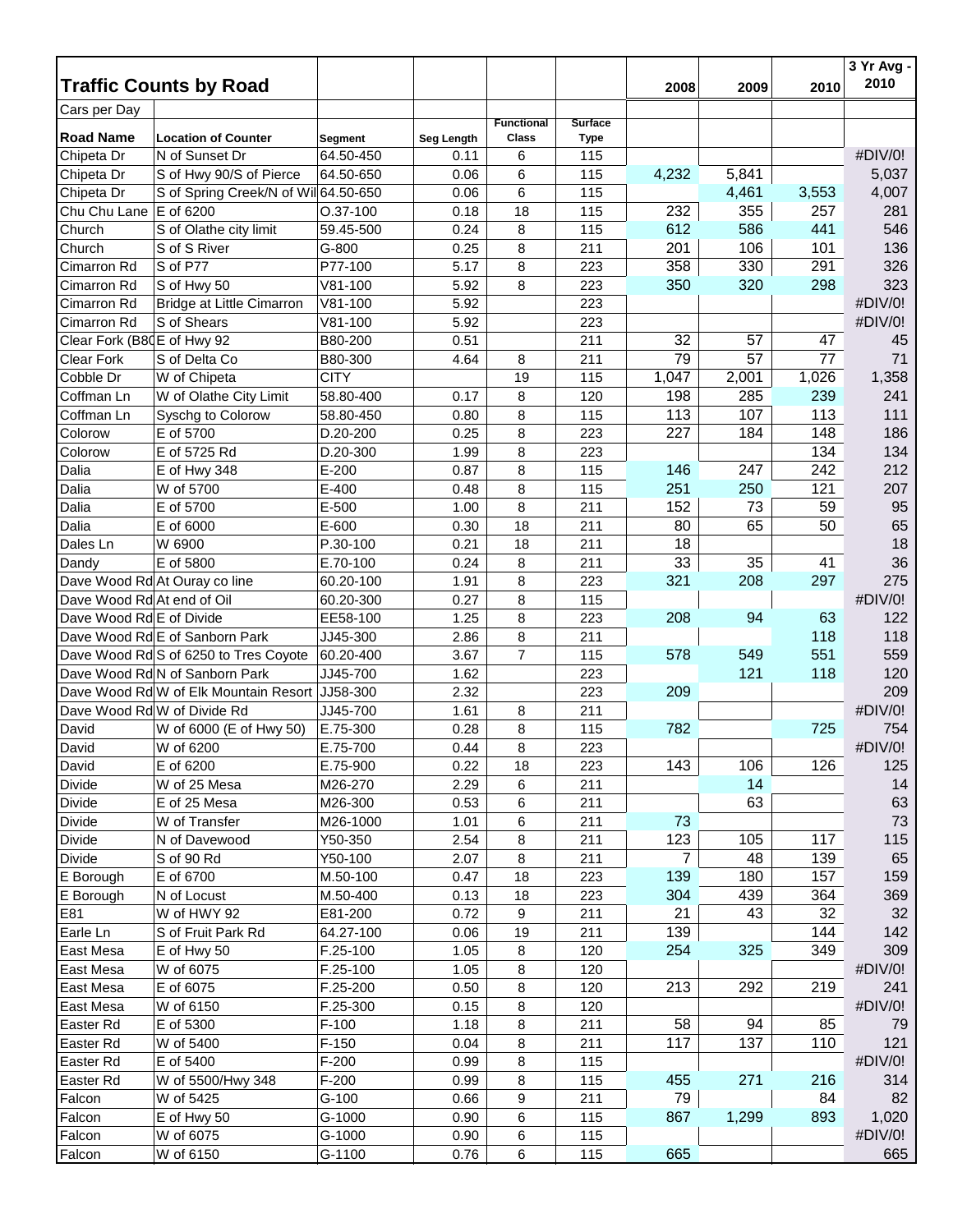## Traffic Counts by Road

Cars per Day

| Road Name | Location of Counter | Segment | Seg Length | Functional Class | Surface Type | 2008 | 2009 | 2010 | 3 Yr Avg - 2010 |
|---|---|---|---|---|---|---|---|---|---|
| Chipeta Dr | N of Sunset Dr | 64.50-450 | 0.11 | 6 | 115 | | | | #DIV/0! |
| Chipeta Dr | S of Hwy 90/S of Pierce | 64.50-650 | 0.06 | 6 | 115 | 4,232 | 5,841 | | 5,037 |
| Chipeta Dr | S of Spring Creek/N of Wil | 64.50-650 | 0.06 | 6 | 115 | | 4,461 | 3,553 | 4,007 |
| Chu Chu Lane | E of 6200 | O.37-100 | 0.18 | 18 | 115 | 232 | 355 | 257 | 281 |
| Church | S of Olathe city limit | 59.45-500 | 0.24 | 8 | 115 | 612 | 586 | 441 | 546 |
| Church | S of S River | G-800 | 0.25 | 8 | 211 | 201 | 106 | 101 | 136 |
| Cimarron Rd | S of P77 | P77-100 | 5.17 | 8 | 223 | 358 | 330 | 291 | 326 |
| Cimarron Rd | S of Hwy 50 | V81-100 | 5.92 | 8 | 223 | 350 | 320 | 298 | 323 |
| Cimarron Rd | Bridge at Little Cimarron | V81-100 | 5.92 | | 223 | | | | #DIV/0! |
| Cimarron Rd | S of Shears | V81-100 | 5.92 | | 223 | | | | #DIV/0! |
| Clear Fork (B80 | E of Hwy 92 | B80-200 | 0.51 | | 211 | 32 | 57 | 47 | 45 |
| Clear Fork | S of Delta Co | B80-300 | 4.64 | 8 | 211 | 79 | 57 | 77 | 71 |
| Cobble Dr | W of Chipeta | CITY | | 19 | 115 | 1,047 | 2,001 | 1,026 | 1,358 |
| Coffman Ln | W of Olathe City Limit | 58.80-400 | 0.17 | 8 | 120 | 198 | 285 | 239 | 241 |
| Coffman Ln | Syschg to Colorow | 58.80-450 | 0.80 | 8 | 115 | 113 | 107 | 113 | 111 |
| Colorow | E of 5700 | D.20-200 | 0.25 | 8 | 223 | 227 | 184 | 148 | 186 |
| Colorow | E of 5725 Rd | D.20-300 | 1.99 | 8 | 223 | | | 134 | 134 |
| Dalia | E of Hwy 348 | E-200 | 0.87 | 8 | 115 | 146 | 247 | 242 | 212 |
| Dalia | W of 5700 | E-400 | 0.48 | 8 | 115 | 251 | 250 | 121 | 207 |
| Dalia | E of 5700 | E-500 | 1.00 | 8 | 211 | 152 | 73 | 59 | 95 |
| Dalia | E of 6000 | E-600 | 0.30 | 18 | 211 | 80 | 65 | 50 | 65 |
| Dales Ln | W 6900 | P.30-100 | 0.21 | 18 | 211 | 18 | | | 18 |
| Dandy | E of 5800 | E.70-100 | 0.24 | 8 | 211 | 33 | 35 | 41 | 36 |
| Dave Wood Rd | At Ouray co line | 60.20-100 | 1.91 | 8 | 223 | 321 | 208 | 297 | 275 |
| Dave Wood Rd | At end of Oil | 60.20-300 | 0.27 | 8 | 115 | | | | #DIV/0! |
| Dave Wood Rd | E of Divide | EE58-100 | 1.25 | 8 | 223 | 208 | 94 | 63 | 122 |
| Dave Wood Rd | E of Sanborn Park | JJ45-300 | 2.86 | 8 | 211 | | | 118 | 118 |
| Dave Wood Rd | S of 6250 to Tres Coyote | 60.20-400 | 3.67 | 7 | 115 | 578 | 549 | 551 | 559 |
| Dave Wood Rd | N of Sanborn Park | JJ45-700 | 1.62 | | 223 | | 121 | 118 | 120 |
| Dave Wood Rd | W of Elk Mountain Resort | JJ58-300 | 2.32 | | 223 | 209 | | | 209 |
| Dave Wood Rd | W of Divide Rd | JJ45-700 | 1.61 | 8 | 211 | | | | #DIV/0! |
| David | W of 6000 (E of Hwy 50) | E.75-300 | 0.28 | 8 | 115 | 782 | | 725 | 754 |
| David | W of 6200 | E.75-700 | 0.44 | 8 | 223 | | | | #DIV/0! |
| David | E of 6200 | E.75-900 | 0.22 | 18 | 223 | 143 | 106 | 126 | 125 |
| Divide | W of 25 Mesa | M26-270 | 2.29 | 6 | 211 | | 14 | | 14 |
| Divide | E of 25 Mesa | M26-300 | 0.53 | 6 | 211 | | 63 | | 63 |
| Divide | W of Transfer | M26-1000 | 1.01 | 6 | 211 | 73 | | | 73 |
| Divide | N of Davewood | Y50-350 | 2.54 | 8 | 211 | 123 | 105 | 117 | 115 |
| Divide | S of 90 Rd | Y50-100 | 2.07 | 8 | 211 | 7 | 48 | 139 | 65 |
| E Borough | E of 6700 | M.50-100 | 0.47 | 18 | 223 | 139 | 180 | 157 | 159 |
| E Borough | N of Locust | M.50-400 | 0.13 | 18 | 223 | 304 | 439 | 364 | 369 |
| E81 | W of HWY 92 | E81-200 | 0.72 | 9 | 211 | 21 | 43 | 32 | 32 |
| Earle Ln | S of Fruit Park Rd | 64.27-100 | 0.06 | 19 | 211 | 139 | | 144 | 142 |
| East Mesa | E of Hwy 50 | F.25-100 | 1.05 | 8 | 120 | 254 | 325 | 349 | 309 |
| East Mesa | W of 6075 | F.25-100 | 1.05 | 8 | 120 | | | | #DIV/0! |
| East Mesa | E of 6075 | F.25-200 | 0.50 | 8 | 120 | 213 | 292 | 219 | 241 |
| East Mesa | W of 6150 | F.25-300 | 0.15 | 8 | 120 | | | | #DIV/0! |
| Easter Rd | E of 5300 | F-100 | 1.18 | 8 | 211 | 58 | 94 | 85 | 79 |
| Easter Rd | W of 5400 | F-150 | 0.04 | 8 | 211 | 117 | 137 | 110 | 121 |
| Easter Rd | E of 5400 | F-200 | 0.99 | 8 | 115 | | | | #DIV/0! |
| Easter Rd | W of 5500/Hwy 348 | F-200 | 0.99 | 8 | 115 | 455 | 271 | 216 | 314 |
| Falcon | W of 5425 | G-100 | 0.66 | 9 | 211 | 79 | | 84 | 82 |
| Falcon | E of Hwy 50 | G-1000 | 0.90 | 6 | 115 | 867 | 1,299 | 893 | 1,020 |
| Falcon | W of 6075 | G-1000 | 0.90 | 6 | 115 | | | | #DIV/0! |
| Falcon | W of 6150 | G-1100 | 0.76 | 6 | 115 | 665 | | | 665 |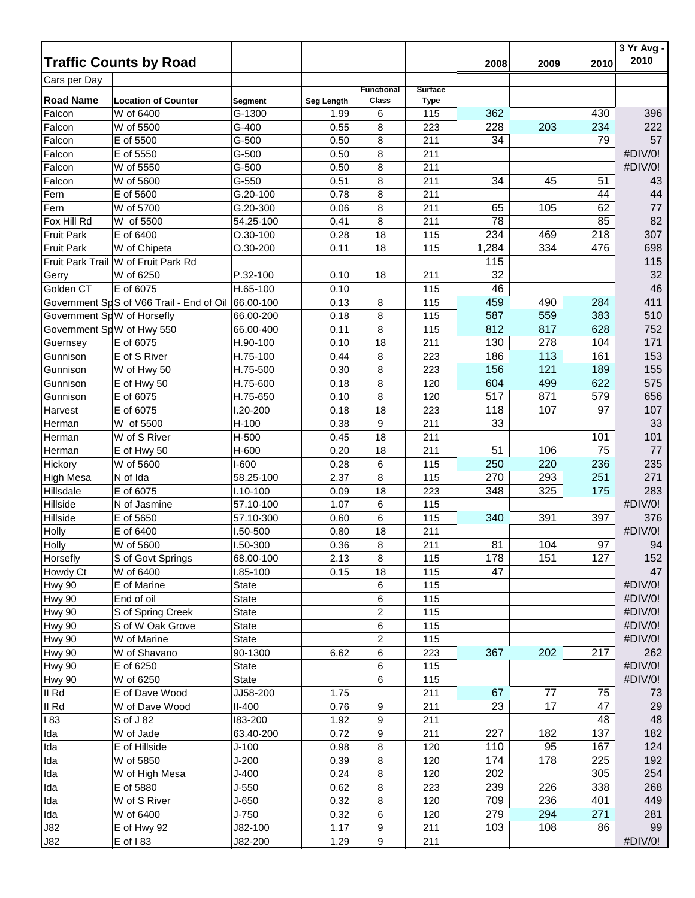## Traffic Counts by Road

Cars per Day

| Road Name | Location of Counter | Segment | Seg Length | Functional Class | Surface Type | 2008 | 2009 | 2010 | 3 Yr Avg - 2010 |
|---|---|---|---|---|---|---|---|---|---|
| Falcon | W of 6400 | G-1300 | 1.99 | 6 | 115 | 362 | | 430 | 396 |
| Falcon | W of 5500 | G-400 | 0.55 | 8 | 223 | 228 | 203 | 234 | 222 |
| Falcon | E of 5500 | G-500 | 0.50 | 8 | 211 | 34 | | 79 | 57 |
| Falcon | E of 5550 | G-500 | 0.50 | 8 | 211 | | | | #DIV/0! |
| Falcon | W of 5550 | G-500 | 0.50 | 8 | 211 | | | | #DIV/0! |
| Falcon | W of 5600 | G-550 | 0.51 | 8 | 211 | 34 | 45 | 51 | 43 |
| Fern | E of 5600 | G.20-100 | 0.78 | 8 | 211 | | | 44 | 44 |
| Fern | W of 5700 | G.20-300 | 0.06 | 8 | 211 | 65 | 105 | 62 | 77 |
| Fox Hill Rd | W of 5500 | 54.25-100 | 0.41 | 8 | 211 | 78 | | 85 | 82 |
| Fruit Park | E of 6400 | O.30-100 | 0.28 | 18 | 115 | 234 | 469 | 218 | 307 |
| Fruit Park | W of Chipeta | O.30-200 | 0.11 | 18 | 115 | 1,284 | 334 | 476 | 698 |
| Fruit Park Trail | W of Fruit Park Rd | | | | | 115 | | | 115 |
| Gerry | W of 6250 | P.32-100 | 0.10 | 18 | 211 | 32 | | | 32 |
| Golden CT | E of 6075 | H.65-100 | 0.10 | | 115 | 46 | | | 46 |
| Government Sp | S of V66 Trail - End of Oil | 66.00-100 | 0.13 | 8 | 115 | 459 | 490 | 284 | 411 |
| Government Sp | W of Horsefly | 66.00-200 | 0.18 | 8 | 115 | 587 | 559 | 383 | 510 |
| Government Sp | W of Hwy 550 | 66.00-400 | 0.11 | 8 | 115 | 812 | 817 | 628 | 752 |
| Guernsey | E of 6075 | H.90-100 | 0.10 | 18 | 211 | 130 | 278 | 104 | 171 |
| Gunnison | E of S River | H.75-100 | 0.44 | 8 | 223 | 186 | 113 | 161 | 153 |
| Gunnison | W of Hwy 50 | H.75-500 | 0.30 | 8 | 223 | 156 | 121 | 189 | 155 |
| Gunnison | E of Hwy 50 | H.75-600 | 0.18 | 8 | 120 | 604 | 499 | 622 | 575 |
| Gunnison | E of 6075 | H.75-650 | 0.10 | 8 | 120 | 517 | 871 | 579 | 656 |
| Harvest | E of 6075 | I.20-200 | 0.18 | 18 | 223 | 118 | 107 | 97 | 107 |
| Herman | W of 5500 | H-100 | 0.38 | 9 | 211 | 33 | | | 33 |
| Herman | W of S River | H-500 | 0.45 | 18 | 211 | | | 101 | 101 |
| Herman | E of Hwy 50 | H-600 | 0.20 | 18 | 211 | 51 | 106 | 75 | 77 |
| Hickory | W of 5600 | I-600 | 0.28 | 6 | 115 | 250 | 220 | 236 | 235 |
| High Mesa | N of Ida | 58.25-100 | 2.37 | 8 | 115 | 270 | 293 | 251 | 271 |
| Hillsdale | E of 6075 | I.10-100 | 0.09 | 18 | 223 | 348 | 325 | 175 | 283 |
| Hillside | N of Jasmine | 57.10-100 | 1.07 | 6 | 115 | | | | #DIV/0! |
| Hillside | E of 5650 | 57.10-300 | 0.60 | 6 | 115 | 340 | 391 | 397 | 376 |
| Holly | E of 6400 | I.50-500 | 0.80 | 18 | 211 | | | | #DIV/0! |
| Holly | W of 5600 | I.50-300 | 0.36 | 8 | 211 | 81 | 104 | 97 | 94 |
| Horsefly | S of Govt Springs | 68.00-100 | 2.13 | 8 | 115 | 178 | 151 | 127 | 152 |
| Howdy Ct | W of 6400 | I.85-100 | 0.15 | 18 | 115 | 47 | | | 47 |
| Hwy 90 | E of Marine | State | | 6 | 115 | | | | #DIV/0! |
| Hwy 90 | End of oil | State | | 6 | 115 | | | | #DIV/0! |
| Hwy 90 | S of Spring Creek | State | | 2 | 115 | | | | #DIV/0! |
| Hwy 90 | S of W Oak Grove | State | | 6 | 115 | | | | #DIV/0! |
| Hwy 90 | W of Marine | State | | 2 | 115 | | | | #DIV/0! |
| Hwy 90 | W of Shavano | 90-1300 | 6.62 | 6 | 223 | 367 | 202 | 217 | 262 |
| Hwy 90 | E of 6250 | State | | 6 | 115 | | | | #DIV/0! |
| Hwy 90 | W of 6250 | State | | 6 | 115 | | | | #DIV/0! |
| II Rd | E of Dave Wood | JJ58-200 | 1.75 | | 211 | 67 | 77 | 75 | 73 |
| II Rd | W of Dave Wood | II-400 | 0.76 | 9 | 211 | 23 | 17 | 47 | 29 |
| I 83 | S of J 82 | I83-200 | 1.92 | 9 | 211 | | | 48 | 48 |
| Ida | W of Jade | 63.40-200 | 0.72 | 9 | 211 | 227 | 182 | 137 | 182 |
| Ida | E of Hillside | J-100 | 0.98 | 8 | 120 | 110 | 95 | 167 | 124 |
| Ida | W of 5850 | J-200 | 0.39 | 8 | 120 | 174 | 178 | 225 | 192 |
| Ida | W of High Mesa | J-400 | 0.24 | 8 | 120 | 202 | | 305 | 254 |
| Ida | E of 5880 | J-550 | 0.62 | 8 | 223 | 239 | 226 | 338 | 268 |
| Ida | W of S River | J-650 | 0.32 | 8 | 120 | 709 | 236 | 401 | 449 |
| Ida | W of 6400 | J-750 | 0.32 | 6 | 120 | 279 | 294 | 271 | 281 |
| J82 | E of Hwy 92 | J82-100 | 1.17 | 9 | 211 | 103 | 108 | 86 | 99 |
| J82 | E of I 83 | J82-200 | 1.29 | 9 | 211 | | | | #DIV/0! |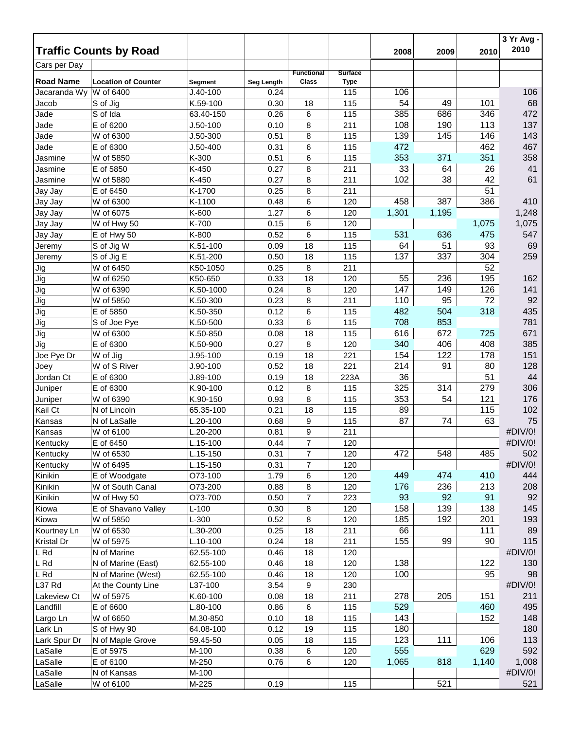## Traffic Counts by Road

Cars per Day

| Road Name | Location of Counter | Segment | Seg Length | Functional Class | Surface Type | 2008 | 2009 | 2010 | 3 Yr Avg - 2010 |
|---|---|---|---|---|---|---|---|---|---|
| Jacaranda Wy | W of 6400 | J.40-100 | 0.24 | | 115 | 106 | | | 106 |
| Jacob | S of Jig | K.59-100 | 0.30 | 18 | 115 | 54 | 49 | 101 | 68 |
| Jade | S of Ida | 63.40-150 | 0.26 | 6 | 115 | 385 | 686 | 346 | 472 |
| Jade | E of 6200 | J.50-100 | 0.10 | 8 | 211 | 108 | 190 | 113 | 137 |
| Jade | W of 6300 | J.50-300 | 0.51 | 8 | 115 | 139 | 145 | 146 | 143 |
| Jade | E of 6300 | J.50-400 | 0.31 | 6 | 115 | 472 | | 462 | 467 |
| Jasmine | W of 5850 | K-300 | 0.51 | 6 | 115 | 353 | 371 | 351 | 358 |
| Jasmine | E of 5850 | K-450 | 0.27 | 8 | 211 | 33 | 64 | 26 | 41 |
| Jasmine | W of 5880 | K-450 | 0.27 | 8 | 211 | 102 | 38 | 42 | 61 |
| Jay Jay | E of 6450 | K-1700 | 0.25 | 8 | 211 | | | 51 | |
| Jay Jay | W of 6300 | K-1100 | 0.48 | 6 | 120 | 458 | 387 | 386 | 410 |
| Jay Jay | W of 6075 | K-600 | 1.27 | 6 | 120 | 1,301 | 1,195 | | 1,248 |
| Jay Jay | W of Hwy 50 | K-700 | 0.15 | 6 | 120 | | | 1,075 | 1,075 |
| Jay Jay | E of Hwy 50 | K-800 | 0.52 | 6 | 115 | 531 | 636 | 475 | 547 |
| Jeremy | S of Jig W | K.51-100 | 0.09 | 18 | 115 | 64 | 51 | 93 | 69 |
| Jeremy | S of Jig E | K.51-200 | 0.50 | 18 | 115 | 137 | 337 | 304 | 259 |
| Jig | W of 6450 | K50-1050 | 0.25 | 8 | 211 | | | 52 | |
| Jig | W of 6250 | K50-650 | 0.33 | 18 | 120 | 55 | 236 | 195 | 162 |
| Jig | W of 6390 | K.50-1000 | 0.24 | 8 | 120 | 147 | 149 | 126 | 141 |
| Jig | W of 5850 | K.50-300 | 0.23 | 8 | 211 | 110 | 95 | 72 | 92 |
| Jig | E of 5850 | K.50-350 | 0.12 | 6 | 115 | 482 | 504 | 318 | 435 |
| Jig | S of Joe Pye | K.50-500 | 0.33 | 6 | 115 | 708 | 853 | | 781 |
| Jig | W of 6300 | K.50-850 | 0.08 | 18 | 115 | 616 | 672 | 725 | 671 |
| Jig | E of 6300 | K.50-900 | 0.27 | 8 | 120 | 340 | 406 | 408 | 385 |
| Joe Pye Dr | W of Jig | J.95-100 | 0.19 | 18 | 221 | 154 | 122 | 178 | 151 |
| Joey | W of S River | J.90-100 | 0.52 | 18 | 221 | 214 | 91 | 80 | 128 |
| Jordan Ct | E of 6300 | J.89-100 | 0.19 | 18 | 223A | 36 | | 51 | 44 |
| Juniper | E of 6300 | K.90-100 | 0.12 | 8 | 115 | 325 | 314 | 279 | 306 |
| Juniper | W of 6390 | K.90-150 | 0.93 | 8 | 115 | 353 | 54 | 121 | 176 |
| Kail Ct | N of Lincoln | 65.35-100 | 0.21 | 18 | 115 | 89 | | 115 | 102 |
| Kansas | N of LaSalle | L.20-100 | 0.68 | 9 | 115 | 87 | 74 | 63 | 75 |
| Kansas | W of 6100 | L.20-200 | 0.81 | 9 | 211 | | | | #DIV/0! |
| Kentucky | E of 6450 | L.15-100 | 0.44 | 7 | 120 | | | | #DIV/0! |
| Kentucky | W of 6530 | L.15-150 | 0.31 | 7 | 120 | 472 | 548 | 485 | 502 |
| Kentucky | W of 6495 | L.15-150 | 0.31 | 7 | 120 | | | | #DIV/0! |
| Kinikin | E of Woodgate | O73-100 | 1.79 | 6 | 120 | 449 | 474 | 410 | 444 |
| Kinikin | W of South Canal | O73-200 | 0.88 | 8 | 120 | 176 | 236 | 213 | 208 |
| Kinikin | W of Hwy 50 | O73-700 | 0.50 | 7 | 223 | 93 | 92 | 91 | 92 |
| Kiowa | E of Shavano Valley | L-100 | 0.30 | 8 | 120 | 158 | 139 | 138 | 145 |
| Kiowa | W of 5850 | L-300 | 0.52 | 8 | 120 | 185 | 192 | 201 | 193 |
| Kourtney Ln | W of 6530 | L.30-200 | 0.25 | 18 | 211 | 66 | | 111 | 89 |
| Kristal Dr | W of 5975 | L.10-100 | 0.24 | 18 | 211 | 155 | 99 | 90 | 115 |
| L Rd | N of Marine | 62.55-100 | 0.46 | 18 | 120 | | | | #DIV/0! |
| L Rd | N of Marine (East) | 62.55-100 | 0.46 | 18 | 120 | 138 | | 122 | 130 |
| L Rd | N of Marine (West) | 62.55-100 | 0.46 | 18 | 120 | 100 | | 95 | 98 |
| L37 Rd | At the County Line | L37-100 | 3.54 | 9 | 230 | | | | #DIV/0! |
| Lakeview Ct | W of 5975 | K.60-100 | 0.08 | 18 | 211 | 278 | 205 | 151 | 211 |
| Landfill | E of 6600 | L.80-100 | 0.86 | 6 | 115 | 529 | | 460 | 495 |
| Largo Ln | W of 6650 | M.30-850 | 0.10 | 18 | 115 | 143 | | 152 | 148 |
| Lark Ln | S of Hwy 90 | 64.08-100 | 0.12 | 19 | 115 | 180 | | | 180 |
| Lark Spur Dr | N of Maple Grove | 59.45-50 | 0.05 | 18 | 115 | 123 | 111 | 106 | 113 |
| LaSalle | E of 5975 | M-100 | 0.38 | 6 | 120 | 555 | | 629 | 592 |
| LaSalle | E of 6100 | M-250 | 0.76 | 6 | 120 | 1,065 | 818 | 1,140 | 1,008 |
| LaSalle | N of Kansas | M-100 | | | | | | | #DIV/0! |
| LaSalle | W of 6100 | M-225 | 0.19 | | 115 | | 521 | | 521 |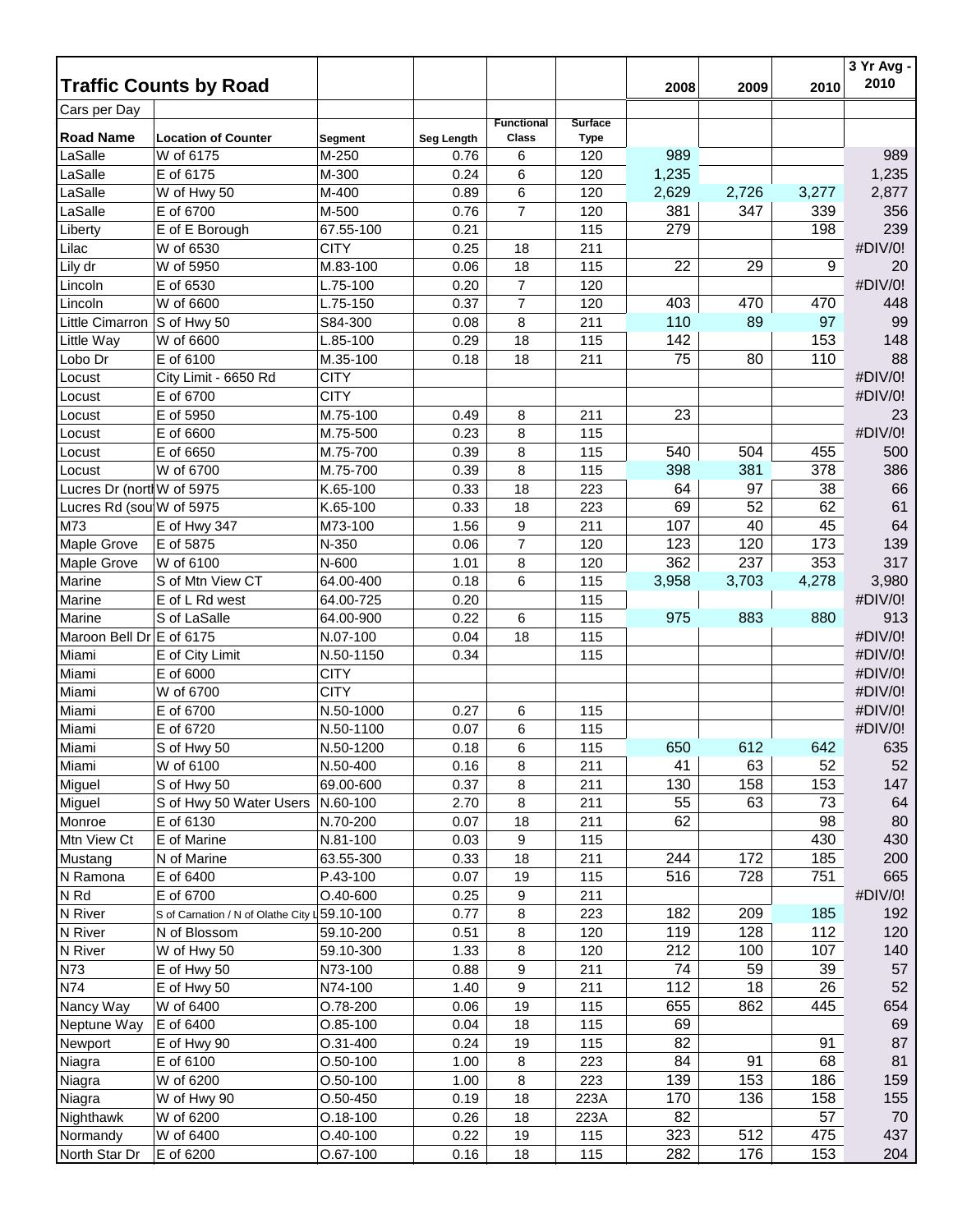## Traffic Counts by Road

Cars per Day

| Road Name | Location of Counter | Segment | Seg Length | Functional Class | Surface Type | 2008 | 2009 | 2010 | 3 Yr Avg - 2010 |
|---|---|---|---|---|---|---|---|---|---|
| LaSalle | W of 6175 | M-250 | 0.76 | 6 | 120 | 989 | | | 989 |
| LaSalle | E of 6175 | M-300 | 0.24 | 6 | 120 | 1,235 | | | 1,235 |
| LaSalle | W of Hwy 50 | M-400 | 0.89 | 6 | 120 | 2,629 | 2,726 | 3,277 | 2,877 |
| LaSalle | E of 6700 | M-500 | 0.76 | 7 | 120 | 381 | 347 | 339 | 356 |
| Liberty | E of E Borough | 67.55-100 | 0.21 | | 115 | 279 | | 198 | 239 |
| Lilac | W of 6530 | CITY | 0.25 | 18 | 211 | | | | #DIV/0! |
| Lily dr | W of 5950 | M.83-100 | 0.06 | 18 | 115 | 22 | 29 | 9 | 20 |
| Lincoln | E of 6530 | L.75-100 | 0.20 | 7 | 120 | | | | #DIV/0! |
| Lincoln | W of 6600 | L.75-150 | 0.37 | 7 | 120 | 403 | 470 | 470 | 448 |
| Little Cimarron | S of Hwy 50 | S84-300 | 0.08 | 8 | 211 | 110 | 89 | 97 | 99 |
| Little Way | W of 6600 | L.85-100 | 0.29 | 18 | 115 | 142 | | 153 | 148 |
| Lobo Dr | E of 6100 | M.35-100 | 0.18 | 18 | 211 | 75 | 80 | 110 | 88 |
| Locust | City Limit - 6650 Rd | CITY | | | | | | | #DIV/0! |
| Locust | E of 6700 | CITY | | | | | | | #DIV/0! |
| Locust | E of 5950 | M.75-100 | 0.49 | 8 | 211 | 23 | | | 23 |
| Locust | E of 6600 | M.75-500 | 0.23 | 8 | 115 | | | | #DIV/0! |
| Locust | E of 6650 | M.75-700 | 0.39 | 8 | 115 | 540 | 504 | 455 | 500 |
| Locust | W of 6700 | M.75-700 | 0.39 | 8 | 115 | 398 | 381 | 378 | 386 |
| Lucres Dr (north | W of 5975 | K.65-100 | 0.33 | 18 | 223 | 64 | 97 | 38 | 66 |
| Lucres Rd (sou | W of 5975 | K.65-100 | 0.33 | 18 | 223 | 69 | 52 | 62 | 61 |
| M73 | E of Hwy 347 | M73-100 | 1.56 | 9 | 211 | 107 | 40 | 45 | 64 |
| Maple Grove | E of 5875 | N-350 | 0.06 | 7 | 120 | 123 | 120 | 173 | 139 |
| Maple Grove | W of 6100 | N-600 | 1.01 | 8 | 120 | 362 | 237 | 353 | 317 |
| Marine | S of Mtn View CT | 64.00-400 | 0.18 | 6 | 115 | 3,958 | 3,703 | 4,278 | 3,980 |
| Marine | E of L Rd west | 64.00-725 | 0.20 | | 115 | | | | #DIV/0! |
| Marine | S of LaSalle | 64.00-900 | 0.22 | 6 | 115 | 975 | 883 | 880 | 913 |
| Maroon Bell Dr | E of 6175 | N.07-100 | 0.04 | 18 | 115 | | | | #DIV/0! |
| Miami | E of City Limit | N.50-1150 | 0.34 | | 115 | | | | #DIV/0! |
| Miami | E of 6000 | CITY | | | | | | | #DIV/0! |
| Miami | W of 6700 | CITY | | | | | | | #DIV/0! |
| Miami | E of 6700 | N.50-1000 | 0.27 | 6 | 115 | | | | #DIV/0! |
| Miami | E of 6720 | N.50-1100 | 0.07 | 6 | 115 | | | | #DIV/0! |
| Miami | S of Hwy 50 | N.50-1200 | 0.18 | 6 | 115 | 650 | 612 | 642 | 635 |
| Miami | W of 6100 | N.50-400 | 0.16 | 8 | 211 | 41 | 63 | 52 | 52 |
| Miguel | S of Hwy 50 | 69.00-600 | 0.37 | 8 | 211 | 130 | 158 | 153 | 147 |
| Miguel | S of Hwy 50 Water Users | N.60-100 | 2.70 | 8 | 211 | 55 | 63 | 73 | 64 |
| Monroe | E of 6130 | N.70-200 | 0.07 | 18 | 211 | 62 | | 98 | 80 |
| Mtn View Ct | E of Marine | N.81-100 | 0.03 | 9 | 115 | | | 430 | 430 |
| Mustang | N of Marine | 63.55-300 | 0.33 | 18 | 211 | 244 | 172 | 185 | 200 |
| N Ramona | E of 6400 | P.43-100 | 0.07 | 19 | 115 | 516 | 728 | 751 | 665 |
| N Rd | E of 6700 | O.40-600 | 0.25 | 9 | 211 | | | | #DIV/0! |
| N River | S of Carnation / N of Olathe City L | 59.10-100 | 0.77 | 8 | 223 | 182 | 209 | 185 | 192 |
| N River | N of Blossom | 59.10-200 | 0.51 | 8 | 120 | 119 | 128 | 112 | 120 |
| N River | W of Hwy 50 | 59.10-300 | 1.33 | 8 | 120 | 212 | 100 | 107 | 140 |
| N73 | E of Hwy 50 | N73-100 | 0.88 | 9 | 211 | 74 | 59 | 39 | 57 |
| N74 | E of Hwy 50 | N74-100 | 1.40 | 9 | 211 | 112 | 18 | 26 | 52 |
| Nancy Way | W of 6400 | O.78-200 | 0.06 | 19 | 115 | 655 | 862 | 445 | 654 |
| Neptune Way | E of 6400 | O.85-100 | 0.04 | 18 | 115 | 69 | | | 69 |
| Newport | E of Hwy 90 | O.31-400 | 0.24 | 19 | 115 | 82 | | 91 | 87 |
| Niagra | E of 6100 | O.50-100 | 1.00 | 8 | 223 | 84 | 91 | 68 | 81 |
| Niagra | W of 6200 | O.50-100 | 1.00 | 8 | 223 | 139 | 153 | 186 | 159 |
| Niagra | W of Hwy 90 | O.50-450 | 0.19 | 18 | 223A | 170 | 136 | 158 | 155 |
| Nighthawk | W of 6200 | O.18-100 | 0.26 | 18 | 223A | 82 | | 57 | 70 |
| Normandy | W of 6400 | O.40-100 | 0.22 | 19 | 115 | 323 | 512 | 475 | 437 |
| North Star Dr | E of 6200 | O.67-100 | 0.16 | 18 | 115 | 282 | 176 | 153 | 204 |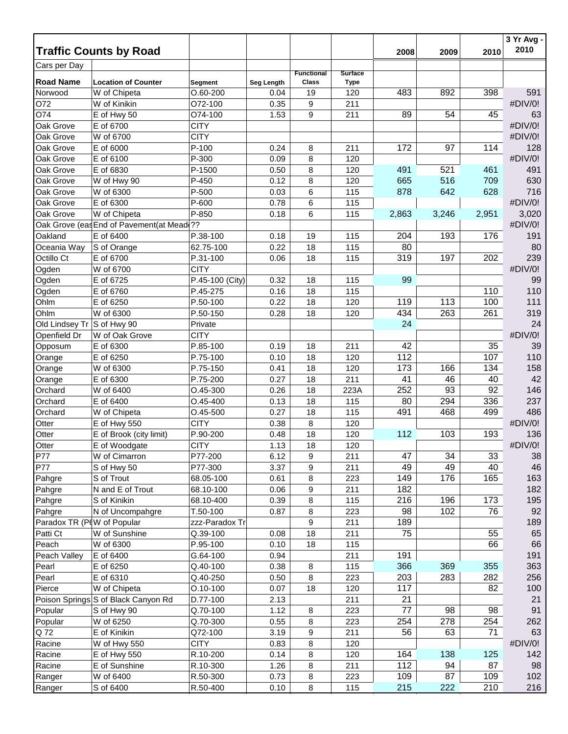| Traffic Counts by Road | | | | | | 2008 | 2009 | 2010 | 3 Yr Avg - 2010 |
|---|---|---|---|---|---|---|---|---|---|
| Cars per Day | | | | | | | | | |
| **Road Name** | **Location of Counter** | **Segment** | **Seg Length** | **Functional Class** | **Surface Type** | | | | |
| Norwood | W of Chipeta | O.60-200 | 0.04 | 19 | 120 | 483 | 892 | 398 | 591 |
| O72 | W of Kinikin | O72-100 | 0.35 | 9 | 211 | | | | #DIV/0! |
| O74 | E of Hwy 50 | O74-100 | 1.53 | 9 | 211 | 89 | 54 | 45 | 63 |
| Oak Grove | E of 6700 | CITY | | | | | | | #DIV/0! |
| Oak Grove | W of 6700 | CITY | | | | | | | #DIV/0! |
| Oak Grove | E of 6000 | P-100 | 0.24 | 8 | 211 | 172 | 97 | 114 | 128 |
| Oak Grove | E of 6100 | P-300 | 0.09 | 8 | 120 | | | | #DIV/0! |
| Oak Grove | E of 6830 | P-1500 | 0.50 | 8 | 120 | 491 | 521 | 461 | 491 |
| Oak Grove | W of Hwy 90 | P-450 | 0.12 | 8 | 120 | 665 | 516 | 709 | 630 |
| Oak Grove | W of 6300 | P-500 | 0.03 | 6 | 115 | 878 | 642 | 628 | 716 |
| Oak Grove | E of 6300 | P-600 | 0.78 | 6 | 115 | | | | #DIV/0! |
| Oak Grove | W of Chipeta | P-850 | 0.18 | 6 | 115 | 2,863 | 3,246 | 2,951 | 3,020 |
| Oak Grove (eas | End of Pavement(at Mead | ?? | | | | | | | #DIV/0! |
| Oakland | E of 6400 | P.38-100 | 0.18 | 19 | 115 | 204 | 193 | 176 | 191 |
| Oceania Way | S of Orange | 62.75-100 | 0.22 | 18 | 115 | 80 | | | 80 |
| Octillo Ct | E of 6700 | P.31-100 | 0.06 | 18 | 115 | 319 | 197 | 202 | 239 |
| Ogden | W of 6700 | CITY | | | | | | | #DIV/0! |
| Ogden | E of 6725 | P.45-100 (City) | 0.32 | 18 | 115 | 99 | | | 99 |
| Ogden | E of 6760 | P.45-275 | 0.16 | 18 | 115 | | | 110 | 110 |
| Ohlm | E of 6250 | P.50-100 | 0.22 | 18 | 120 | 119 | 113 | 100 | 111 |
| Ohlm | W of 6300 | P.50-150 | 0.28 | 18 | 120 | 434 | 263 | 261 | 319 |
| Old Lindsey Tr | S of Hwy 90 | Private | | | | 24 | | | 24 |
| Openfield Dr | W of Oak Grove | CITY | | | | | | | #DIV/0! |
| Opposum | E of 6300 | P.85-100 | 0.19 | 18 | 211 | 42 | | 35 | 39 |
| Orange | E of 6250 | P.75-100 | 0.10 | 18 | 120 | 112 | | 107 | 110 |
| Orange | W of 6300 | P.75-150 | 0.41 | 18 | 120 | 173 | 166 | 134 | 158 |
| Orange | E of 6300 | P.75-200 | 0.27 | 18 | 211 | 41 | 46 | 40 | 42 |
| Orchard | W of 6400 | O.45-300 | 0.26 | 18 | 223A | 252 | 93 | 92 | 146 |
| Orchard | E of 6400 | O.45-400 | 0.13 | 18 | 115 | 80 | 294 | 336 | 237 |
| Orchard | W of Chipeta | O.45-500 | 0.27 | 18 | 115 | 491 | 468 | 499 | 486 |
| Otter | E of Hwy 550 | CITY | 0.38 | 8 | 120 | | | | #DIV/0! |
| Otter | E of Brook (city limit) | P.90-200 | 0.48 | 18 | 120 | 112 | 103 | 193 | 136 |
| Otter | E of Woodgate | CITY | 1.13 | 18 | 120 | | | | #DIV/0! |
| P77 | W of Cimarron | P77-200 | 6.12 | 9 | 211 | 47 | 34 | 33 | 38 |
| P77 | S of Hwy 50 | P77-300 | 3.37 | 9 | 211 | 49 | 49 | 40 | 46 |
| Pahgre | S of Trout | 68.05-100 | 0.61 | 8 | 223 | 149 | 176 | 165 | 163 |
| Pahgre | N and E of Trout | 68.10-100 | 0.06 | 9 | 211 | 182 | | | 182 |
| Pahgre | S of Kinikin | 68.10-400 | 0.39 | 8 | 115 | 216 | 196 | 173 | 195 |
| Pahgre | N of Uncompahgre | T.50-100 | 0.87 | 8 | 223 | 98 | 102 | 76 | 92 |
| Paradox TR (P( | W of Popular | zzz-Paradox Tr | | 9 | 211 | 189 | | | 189 |
| Patti Ct | W of Sunshine | Q.39-100 | 0.08 | 18 | 211 | 75 | | 55 | 65 |
| Peach | W of 6300 | P.95-100 | 0.10 | 18 | 115 | | | 66 | 66 |
| Peach Valley | E of 6400 | G.64-100 | 0.94 | | 211 | 191 | | | 191 |
| Pearl | E of 6250 | Q.40-100 | 0.38 | 8 | 115 | 366 | 369 | 355 | 363 |
| Pearl | E of 6310 | Q.40-250 | 0.50 | 8 | 223 | 203 | 283 | 282 | 256 |
| Pierce | W of Chipeta | O.10-100 | 0.07 | 18 | 120 | 117 | | 82 | 100 |
| Poison Springs | S of Black Canyon Rd | D.77-100 | 2.13 | | 211 | 21 | | | 21 |
| Popular | S of Hwy 90 | Q.70-100 | 1.12 | 8 | 223 | 77 | 98 | 98 | 91 |
| Popular | W of 6250 | Q.70-300 | 0.55 | 8 | 223 | 254 | 278 | 254 | 262 |
| Q 72 | E of Kinikin | Q72-100 | 3.19 | 9 | 211 | 56 | 63 | 71 | 63 |
| Racine | W of Hwy 550 | CITY | 0.83 | 8 | 120 | | | | #DIV/0! |
| Racine | E of Hwy 550 | R.10-200 | 0.14 | 8 | 120 | 164 | 138 | 125 | 142 |
| Racine | E of Sunshine | R.10-300 | 1.26 | 8 | 211 | 112 | 94 | 87 | 98 |
| Ranger | W of 6400 | R.50-300 | 0.73 | 8 | 223 | 109 | 87 | 109 | 102 |
| Ranger | S of 6400 | R.50-400 | 0.10 | 8 | 115 | 215 | 222 | 210 | 216 |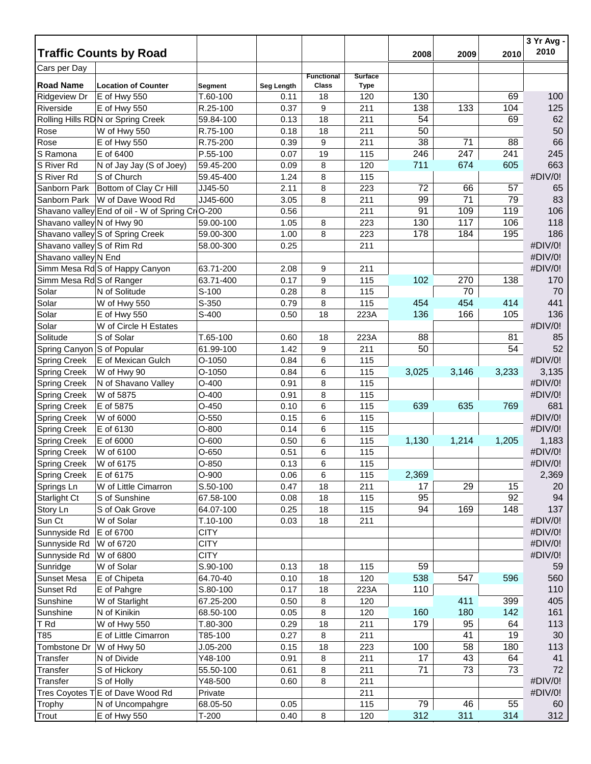## Traffic Counts by Road

Cars per Day

| Road Name | Location of Counter | Segment | Seg Length | Functional Class | Surface Type | 2008 | 2009 | 2010 | 3 Yr Avg - 2010 |
|---|---|---|---|---|---|---|---|---|---|
| Ridgeview Dr | E of Hwy 550 | T.60-100 | 0.11 | 18 | 120 | 130 | | 69 | 100 |
| Riverside | E of Hwy 550 | R.25-100 | 0.37 | 9 | 211 | 138 | 133 | 104 | 125 |
| Rolling Hills RD | N or Spring Creek | 59.84-100 | 0.13 | 18 | 211 | 54 | | 69 | 62 |
| Rose | W of Hwy 550 | R.75-100 | 0.18 | 18 | 211 | 50 | | | 50 |
| Rose | E of Hwy 550 | R.75-200 | 0.39 | 9 | 211 | 38 | 71 | 88 | 66 |
| S Ramona | E of 6400 | P.55-100 | 0.07 | 19 | 115 | 246 | 247 | 241 | 245 |
| S River Rd | N of Jay Jay (S of Joey) | 59.45-200 | 0.09 | 8 | 120 | 711 | 674 | 605 | 663 |
| S River Rd | S of Church | 59.45-400 | 1.24 | 8 | 115 | | | | #DIV/0! |
| Sanborn Park | Bottom of Clay Cr Hill | JJ45-50 | 2.11 | 8 | 223 | 72 | 66 | 57 | 65 |
| Sanborn Park | W of Dave Wood Rd | JJ45-600 | 3.05 | 8 | 211 | 99 | 71 | 79 | 83 |
| Shavano valley | End of oil - W of Spring Cr | O-200 | 0.56 | | 211 | 91 | 109 | 119 | 106 |
| Shavano valley | N of Hwy 90 | 59.00-100 | 1.05 | 8 | 223 | 130 | 117 | 106 | 118 |
| Shavano valley | S of Spring Creek | 59.00-300 | 1.00 | 8 | 223 | 178 | 184 | 195 | 186 |
| Shavano valley | S of Rim Rd | 58.00-300 | 0.25 | | 211 | | | | #DIV/0! |
| Shavano valley | N End | | | | | | | | #DIV/0! |
| Simm Mesa Rd | S of Happy Canyon | 63.71-200 | 2.08 | 9 | 211 | | | | #DIV/0! |
| Simm Mesa Rd | S of Ranger | 63.71-400 | 0.17 | 9 | 115 | 102 | 270 | 138 | 170 |
| Solar | N of Solitude | S-100 | 0.28 | 8 | 115 | | 70 | | 70 |
| Solar | W of Hwy 550 | S-350 | 0.79 | 8 | 115 | 454 | 454 | 414 | 441 |
| Solar | E of Hwy 550 | S-400 | 0.50 | 18 | 223A | 136 | 166 | 105 | 136 |
| Solar | W of Circle H Estates | | | | | | | | #DIV/0! |
| Solitude | S of Solar | T.65-100 | 0.60 | 18 | 223A | 88 | | 81 | 85 |
| Spring Canyon | S of Popular | 61.99-100 | 1.42 | 9 | 211 | 50 | | 54 | 52 |
| Spring Creek | E of Mexican Gulch | O-1050 | 0.84 | 6 | 115 | | | | #DIV/0! |
| Spring Creek | W of Hwy 90 | O-1050 | 0.84 | 6 | 115 | 3,025 | 3,146 | 3,233 | 3,135 |
| Spring Creek | N of Shavano Valley | O-400 | 0.91 | 8 | 115 | | | | #DIV/0! |
| Spring Creek | W of 5875 | O-400 | 0.91 | 8 | 115 | | | | #DIV/0! |
| Spring Creek | E of 5875 | O-450 | 0.10 | 6 | 115 | 639 | 635 | 769 | 681 |
| Spring Creek | W of 6000 | O-550 | 0.15 | 6 | 115 | | | | #DIV/0! |
| Spring Creek | E of 6130 | O-800 | 0.14 | 6 | 115 | | | | #DIV/0! |
| Spring Creek | E of 6000 | O-600 | 0.50 | 6 | 115 | 1,130 | 1,214 | 1,205 | 1,183 |
| Spring Creek | W of 6100 | O-650 | 0.51 | 6 | 115 | | | | #DIV/0! |
| Spring Creek | W of 6175 | O-850 | 0.13 | 6 | 115 | | | | #DIV/0! |
| Spring Creek | E of 6175 | O-900 | 0.06 | 6 | 115 | 2,369 | | | 2,369 |
| Springs Ln | W of Little Cimarron | S.50-100 | 0.47 | 18 | 211 | 17 | 29 | 15 | 20 |
| Starlight Ct | S of Sunshine | 67.58-100 | 0.08 | 18 | 115 | 95 | | 92 | 94 |
| Story Ln | S of Oak Grove | 64.07-100 | 0.25 | 18 | 115 | 94 | 169 | 148 | 137 |
| Sun Ct | W of Solar | T.10-100 | 0.03 | 18 | 211 | | | | #DIV/0! |
| Sunnyside Rd | E of 6700 | CITY | | | | | | | #DIV/0! |
| Sunnyside Rd | W of 6720 | CITY | | | | | | | #DIV/0! |
| Sunnyside Rd | W of 6800 | CITY | | | | | | | #DIV/0! |
| Sunridge | W of Solar | S.90-100 | 0.13 | 18 | 115 | 59 | | | 59 |
| Sunset Mesa | E of Chipeta | 64.70-40 | 0.10 | 18 | 120 | 538 | 547 | 596 | 560 |
| Sunset Rd | E of Pahgre | S.80-100 | 0.17 | 18 | 223A | 110 | | | 110 |
| Sunshine | W of Starlight | 67.25-200 | 0.50 | 8 | 120 | | 411 | 399 | 405 |
| Sunshine | N of Kinikin | 68.50-100 | 0.05 | 8 | 120 | 160 | 180 | 142 | 161 |
| T Rd | W of Hwy 550 | T.80-300 | 0.29 | 18 | 211 | 179 | 95 | 64 | 113 |
| T85 | E of Little Cimarron | T85-100 | 0.27 | 8 | 211 | | 41 | 19 | 30 |
| Tombstone Dr | W of Hwy 50 | J.05-200 | 0.15 | 18 | 223 | 100 | 58 | 180 | 113 |
| Transfer | N of Divide | Y48-100 | 0.91 | 8 | 211 | 17 | 43 | 64 | 41 |
| Transfer | S of Hickory | 55.50-100 | 0.61 | 8 | 211 | 71 | 73 | 73 | 72 |
| Transfer | S of Holly | Y48-500 | 0.60 | 8 | 211 | | | | #DIV/0! |
| Tres Coyotes T | E of Dave Wood Rd | Private | | | 211 | | | | #DIV/0! |
| Trophy | N of Uncompahgre | 68.05-50 | 0.05 | | 115 | 79 | 46 | 55 | 60 |
| Trout | E of Hwy 550 | T-200 | 0.40 | 8 | 120 | 312 | 311 | 314 | 312 |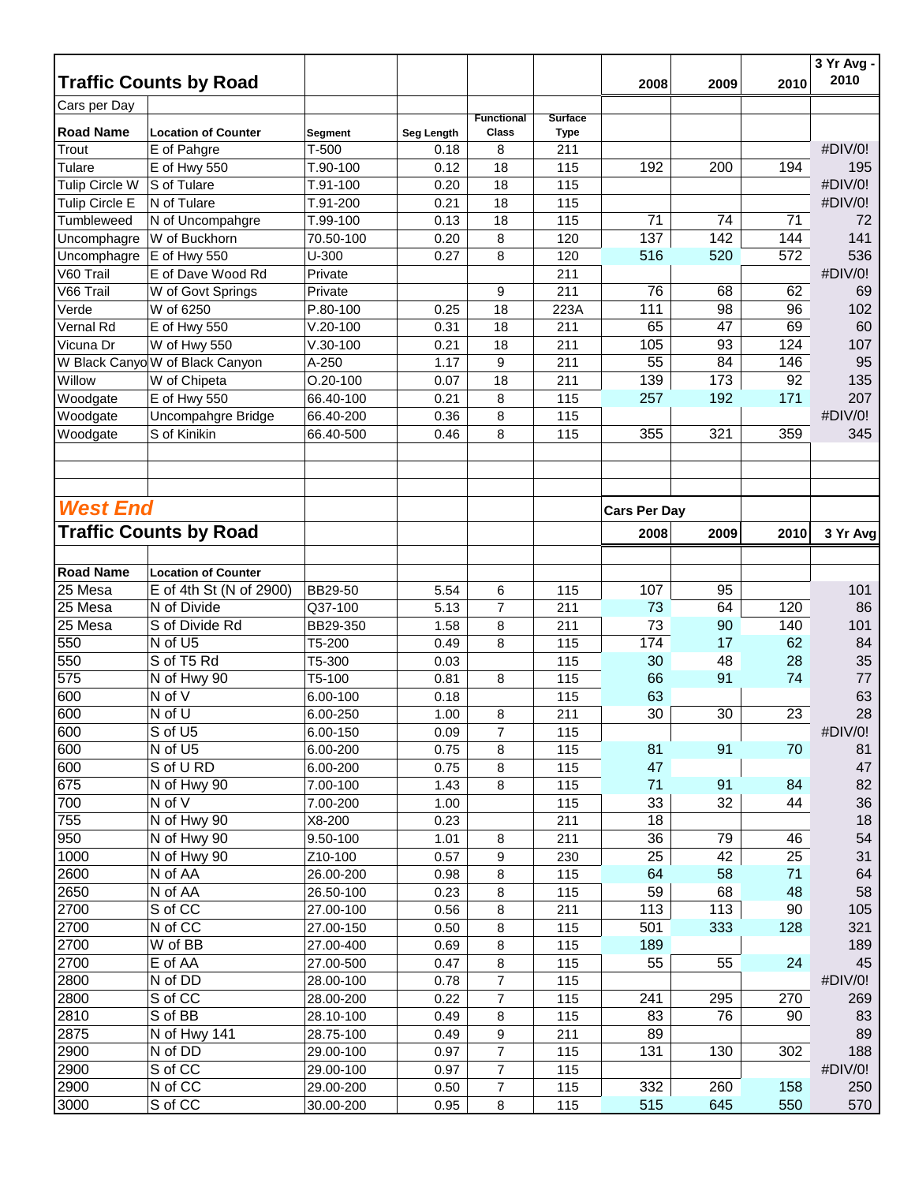## Traffic Counts by Road

Cars per Day

| Road Name | Location of Counter | Segment | Seg Length | Functional Class | Surface Type | 2008 | 2009 | 2010 | 3 Yr Avg - 2010 |
|---|---|---|---|---|---|---|---|---|---|
| Trout | E of Pahgre | T-500 | 0.18 | 8 | 211 | | | | #DIV/0! |
| Tulare | E of Hwy 550 | T.90-100 | 0.12 | 18 | 115 | 192 | 200 | 194 | 195 |
| Tulip Circle W | S of Tulare | T.91-100 | 0.20 | 18 | 115 | | | | #DIV/0! |
| Tulip Circle E | N of Tulare | T.91-200 | 0.21 | 18 | 115 | | | | #DIV/0! |
| Tumbleweed | N of Uncompahgre | T.99-100 | 0.13 | 18 | 115 | 71 | 74 | 71 | 72 |
| Uncomphagre | W of Buckhorn | 70.50-100 | 0.20 | 8 | 120 | 137 | 142 | 144 | 141 |
| Uncomphagre | E of Hwy 550 | U-300 | 0.27 | 8 | 120 | 516 | 520 | 572 | 536 |
| V60 Trail | E of Dave Wood Rd | Private | | | 211 | | | | #DIV/0! |
| V66 Trail | W of Govt Springs | Private | | 9 | 211 | 76 | 68 | 62 | 69 |
| Verde | W of 6250 | P.80-100 | 0.25 | 18 | 223A | 111 | 98 | 96 | 102 |
| Vernal Rd | E of Hwy 550 | V.20-100 | 0.31 | 18 | 211 | 65 | 47 | 69 | 60 |
| Vicuna Dr | W of Hwy 550 | V.30-100 | 0.21 | 18 | 211 | 105 | 93 | 124 | 107 |
| W Black Canyo | W of Black Canyon | A-250 | 1.17 | 9 | 211 | 55 | 84 | 146 | 95 |
| Willow | W of Chipeta | O.20-100 | 0.07 | 18 | 211 | 139 | 173 | 92 | 135 |
| Woodgate | E of Hwy 550 | 66.40-100 | 0.21 | 8 | 115 | 257 | 192 | 171 | 207 |
| Woodgate | Uncompahgre Bridge | 66.40-200 | 0.36 | 8 | 115 | | | | #DIV/0! |
| Woodgate | S of Kinikin | 66.40-500 | 0.46 | 8 | 115 | 355 | 321 | 359 | 345 |

## *West End*

## Traffic Counts by Road

Cars Per Day

| Road Name | Location of Counter | Segment | Seg Length | Functional Class | Surface Type | 2008 | 2009 | 2010 | 3 Yr Avg |
|---|---|---|---|---|---|---|---|---|---|
| 25 Mesa | E of 4th St (N of 2900) | BB29-50 | 5.54 | 6 | 115 | 107 | 95 | | 101 |
| 25 Mesa | N of Divide | Q37-100 | 5.13 | 7 | 211 | 73 | 64 | 120 | 86 |
| 25 Mesa | S of Divide Rd | BB29-350 | 1.58 | 8 | 211 | 73 | 90 | 140 | 101 |
| 550 | N of U5 | T5-200 | 0.49 | 8 | 115 | 174 | 17 | 62 | 84 |
| 550 | S of T5 Rd | T5-300 | 0.03 | | 115 | 30 | 48 | 28 | 35 |
| 575 | N of Hwy 90 | T5-100 | 0.81 | 8 | 115 | 66 | 91 | 74 | 77 |
| 600 | N of V | 6.00-100 | 0.18 | | 115 | 63 | | | 63 |
| 600 | N of U | 6.00-250 | 1.00 | 8 | 211 | 30 | 30 | 23 | 28 |
| 600 | S of U5 | 6.00-150 | 0.09 | 7 | 115 | | | | #DIV/0! |
| 600 | N of U5 | 6.00-200 | 0.75 | 8 | 115 | 81 | 91 | 70 | 81 |
| 600 | S of U RD | 6.00-200 | 0.75 | 8 | 115 | 47 | | | 47 |
| 675 | N of Hwy 90 | 7.00-100 | 1.43 | 8 | 115 | 71 | 91 | 84 | 82 |
| 700 | N of V | 7.00-200 | 1.00 | | 115 | 33 | 32 | 44 | 36 |
| 755 | N of Hwy 90 | X8-200 | 0.23 | | 211 | 18 | | | 18 |
| 950 | N of Hwy 90 | 9.50-100 | 1.01 | 8 | 211 | 36 | 79 | 46 | 54 |
| 1000 | N of Hwy 90 | Z10-100 | 0.57 | 9 | 230 | 25 | 42 | 25 | 31 |
| 2600 | N of AA | 26.00-200 | 0.98 | 8 | 115 | 64 | 58 | 71 | 64 |
| 2650 | N of AA | 26.50-100 | 0.23 | 8 | 115 | 59 | 68 | 48 | 58 |
| 2700 | S of CC | 27.00-100 | 0.56 | 8 | 211 | 113 | 113 | 90 | 105 |
| 2700 | N of CC | 27.00-150 | 0.50 | 8 | 115 | 501 | 333 | 128 | 321 |
| 2700 | W of BB | 27.00-400 | 0.69 | 8 | 115 | 189 | | | 189 |
| 2700 | E of AA | 27.00-500 | 0.47 | 8 | 115 | 55 | 55 | 24 | 45 |
| 2800 | N of DD | 28.00-100 | 0.78 | 7 | 115 | | | | #DIV/0! |
| 2800 | S of CC | 28.00-200 | 0.22 | 7 | 115 | 241 | 295 | 270 | 269 |
| 2810 | S of BB | 28.10-100 | 0.49 | 8 | 115 | 83 | 76 | 90 | 83 |
| 2875 | N of Hwy 141 | 28.75-100 | 0.49 | 9 | 211 | 89 | | | 89 |
| 2900 | N of DD | 29.00-100 | 0.97 | 7 | 115 | 131 | 130 | 302 | 188 |
| 2900 | S of CC | 29.00-100 | 0.97 | 7 | 115 | | | | #DIV/0! |
| 2900 | N of CC | 29.00-200 | 0.50 | 7 | 115 | 332 | 260 | 158 | 250 |
| 3000 | S of CC | 30.00-200 | 0.95 | 8 | 115 | 515 | 645 | 550 | 570 |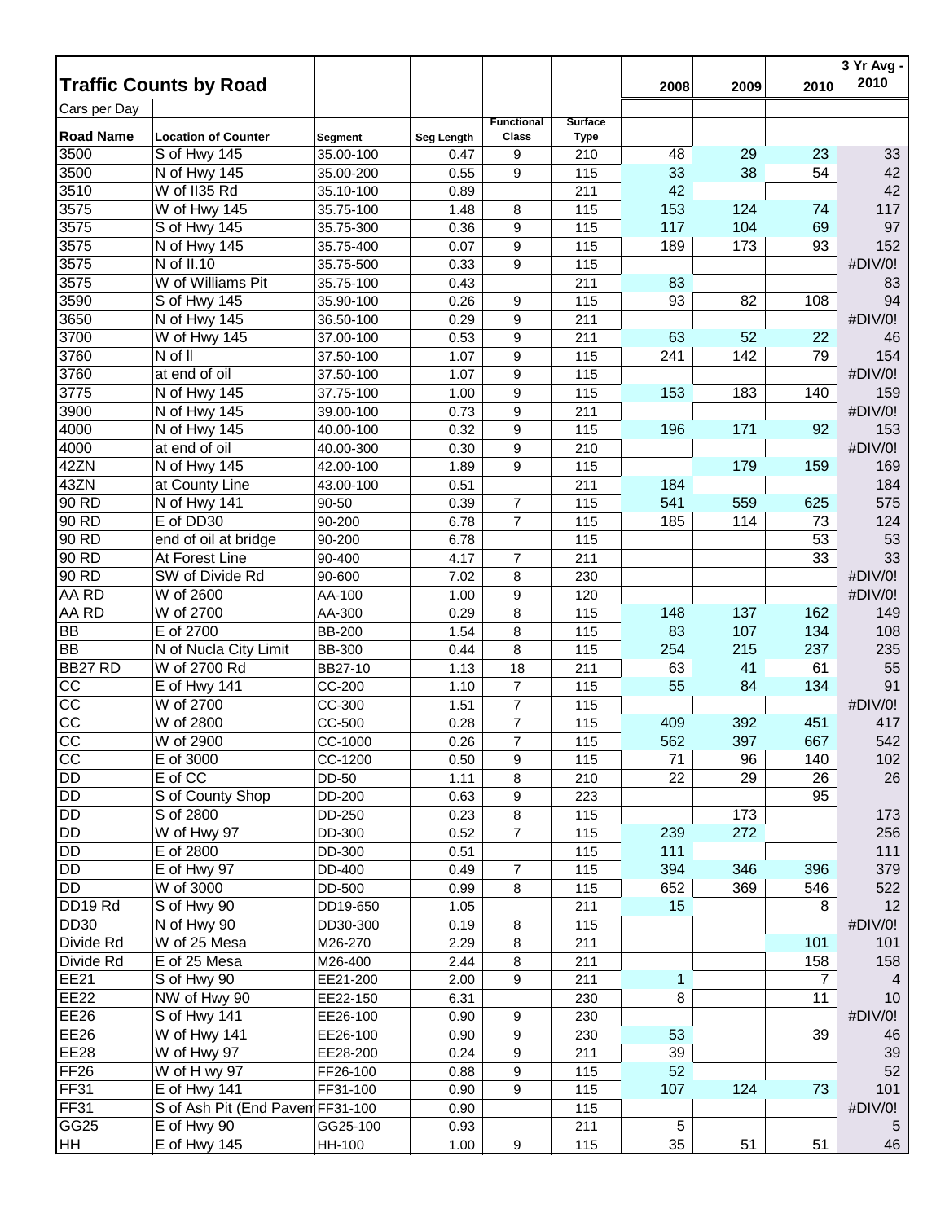| Traffic Counts by Road | | | | | | 2008 | 2009 | 2010 | 3 Yr Avg - 2010 |
|---|---|---|---|---|---|---|---|---|---|
| Cars per Day | | | | | | | | | |
| **Road Name** | **Location of Counter** | **Segment** | **Seg Length** | **Functional Class** | **Surface Type** | | | | |
| 3500 | S of Hwy 145 | 35.00-100 | 0.47 | 9 | 210 | 48 | 29 | 23 | 33 |
| 3500 | N of Hwy 145 | 35.00-200 | 0.55 | 9 | 115 | 33 | 38 | 54 | 42 |
| 3510 | W of II35 Rd | 35.10-100 | 0.89 | | 211 | 42 | | | 42 |
| 3575 | W of Hwy 145 | 35.75-100 | 1.48 | 8 | 115 | 153 | 124 | 74 | 117 |
| 3575 | S of Hwy 145 | 35.75-300 | 0.36 | 9 | 115 | 117 | 104 | 69 | 97 |
| 3575 | N of Hwy 145 | 35.75-400 | 0.07 | 9 | 115 | 189 | 173 | 93 | 152 |
| 3575 | N of II.10 | 35.75-500 | 0.33 | 9 | 115 | | | | #DIV/0! |
| 3575 | W of Williams Pit | 35.75-100 | 0.43 | | 211 | 83 | | | 83 |
| 3590 | S of Hwy 145 | 35.90-100 | 0.26 | 9 | 115 | 93 | 82 | 108 | 94 |
| 3650 | N of Hwy 145 | 36.50-100 | 0.29 | 9 | 211 | | | | #DIV/0! |
| 3700 | W of Hwy 145 | 37.00-100 | 0.53 | 9 | 211 | 63 | 52 | 22 | 46 |
| 3760 | N of ll | 37.50-100 | 1.07 | 9 | 115 | 241 | 142 | 79 | 154 |
| 3760 | at end of oil | 37.50-100 | 1.07 | 9 | 115 | | | | #DIV/0! |
| 3775 | N of Hwy 145 | 37.75-100 | 1.00 | 9 | 115 | 153 | 183 | 140 | 159 |
| 3900 | N of Hwy 145 | 39.00-100 | 0.73 | 9 | 211 | | | | #DIV/0! |
| 4000 | N of Hwy 145 | 40.00-100 | 0.32 | 9 | 115 | 196 | 171 | 92 | 153 |
| 4000 | at end of oil | 40.00-300 | 0.30 | 9 | 210 | | | | #DIV/0! |
| 42ZN | N of Hwy 145 | 42.00-100 | 1.89 | 9 | 115 | | 179 | 159 | 169 |
| 43ZN | at County Line | 43.00-100 | 0.51 | | 211 | 184 | | | 184 |
| 90 RD | N of Hwy 141 | 90-50 | 0.39 | 7 | 115 | 541 | 559 | 625 | 575 |
| 90 RD | E of DD30 | 90-200 | 6.78 | 7 | 115 | 185 | 114 | 73 | 124 |
| 90 RD | end of oil at bridge | 90-200 | 6.78 | | 115 | | | 53 | 53 |
| 90 RD | At Forest Line | 90-400 | 4.17 | 7 | 211 | | | 33 | 33 |
| 90 RD | SW of Divide Rd | 90-600 | 7.02 | 8 | 230 | | | | #DIV/0! |
| AA RD | W of 2600 | AA-100 | 1.00 | 9 | 120 | | | | #DIV/0! |
| AA RD | W of 2700 | AA-300 | 0.29 | 8 | 115 | 148 | 137 | 162 | 149 |
| BB | E of 2700 | BB-200 | 1.54 | 8 | 115 | 83 | 107 | 134 | 108 |
| BB | N of Nucla City Limit | BB-300 | 0.44 | 8 | 115 | 254 | 215 | 237 | 235 |
| BB27 RD | W of 2700 Rd | BB27-10 | 1.13 | 18 | 211 | 63 | 41 | 61 | 55 |
| CC | E of Hwy 141 | CC-200 | 1.10 | 7 | 115 | 55 | 84 | 134 | 91 |
| CC | W of 2700 | CC-300 | 1.51 | 7 | 115 | | | | #DIV/0! |
| CC | W of 2800 | CC-500 | 0.28 | 7 | 115 | 409 | 392 | 451 | 417 |
| CC | W of 2900 | CC-1000 | 0.26 | 7 | 115 | 562 | 397 | 667 | 542 |
| CC | E of 3000 | CC-1200 | 0.50 | 9 | 115 | 71 | 96 | 140 | 102 |
| DD | E of CC | DD-50 | 1.11 | 8 | 210 | 22 | 29 | 26 | 26 |
| DD | S of County Shop | DD-200 | 0.63 | 9 | 223 | | | 95 | |
| DD | S of 2800 | DD-250 | 0.23 | 8 | 115 | | 173 | | 173 |
| DD | W of Hwy 97 | DD-300 | 0.52 | 7 | 115 | 239 | 272 | | 256 |
| DD | E of 2800 | DD-300 | 0.51 | | 115 | 111 | | | 111 |
| DD | E of Hwy 97 | DD-400 | 0.49 | 7 | 115 | 394 | 346 | 396 | 379 |
| DD | W of 3000 | DD-500 | 0.99 | 8 | 115 | 652 | 369 | 546 | 522 |
| DD19 Rd | S of Hwy 90 | DD19-650 | 1.05 | | 211 | 15 | | 8 | 12 |
| DD30 | N of Hwy 90 | DD30-300 | 0.19 | 8 | 115 | | | | #DIV/0! |
| Divide Rd | W of 25 Mesa | M26-270 | 2.29 | 8 | 211 | | | 101 | 101 |
| Divide Rd | E of 25 Mesa | M26-400 | 2.44 | 8 | 211 | | | 158 | 158 |
| EE21 | S of Hwy 90 | EE21-200 | 2.00 | 9 | 211 | 1 | | 7 | 4 |
| EE22 | NW of Hwy 90 | EE22-150 | 6.31 | | 230 | 8 | | 11 | 10 |
| EE26 | S of Hwy 141 | EE26-100 | 0.90 | 9 | 230 | | | | #DIV/0! |
| EE26 | W of Hwy 141 | EE26-100 | 0.90 | 9 | 230 | 53 | | 39 | 46 |
| EE28 | W of Hwy 97 | EE28-200 | 0.24 | 9 | 211 | 39 | | | 39 |
| FF26 | W of H wy 97 | FF26-100 | 0.88 | 9 | 115 | 52 | | | 52 |
| FF31 | E of Hwy 141 | FF31-100 | 0.90 | 9 | 115 | 107 | 124 | 73 | 101 |
| FF31 | S of Ash Pit (End Pavem | FF31-100 | 0.90 | | 115 | | | | #DIV/0! |
| GG25 | E of Hwy 90 | GG25-100 | 0.93 | | 211 | 5 | | | 5 |
| HH | E of Hwy 145 | HH-100 | 1.00 | 9 | 115 | 35 | 51 | 51 | 46 |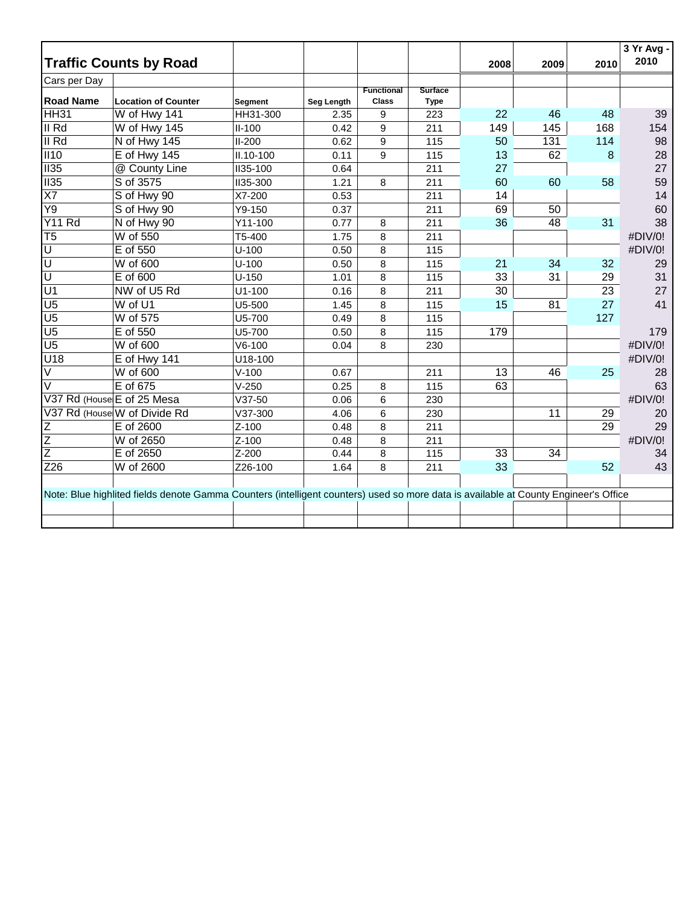## Traffic Counts by Road

Cars per Day

| Road Name | Location of Counter | Segment | Seg Length | Functional Class | Surface Type | 2008 | 2009 | 2010 | 3 Yr Avg - 2010 |
|---|---|---|---|---|---|---|---|---|---|
| HH31 | W of Hwy 141 | HH31-300 | 2.35 | 9 | 223 | 22 | 46 | 48 | 39 |
| II Rd | W of Hwy 145 | II-100 | 0.42 | 9 | 211 | 149 | 145 | 168 | 154 |
| II Rd | N of Hwy 145 | II-200 | 0.62 | 9 | 115 | 50 | 131 | 114 | 98 |
| II10 | E of Hwy 145 | II.10-100 | 0.11 | 9 | 115 | 13 | 62 | 8 | 28 |
| II35 | @ County Line | II35-100 | 0.64 | | 211 | 27 | | | 27 |
| II35 | S of 3575 | II35-300 | 1.21 | 8 | 211 | 60 | 60 | 58 | 59 |
| X7 | S of Hwy 90 | X7-200 | 0.53 | | 211 | 14 | | | 14 |
| Y9 | S of Hwy 90 | Y9-150 | 0.37 | | 211 | 69 | 50 | | 60 |
| Y11 Rd | N of Hwy 90 | Y11-100 | 0.77 | 8 | 211 | 36 | 48 | 31 | 38 |
| T5 | W of 550 | T5-400 | 1.75 | 8 | 211 | | | | #DIV/0! |
| U | E of 550 | U-100 | 0.50 | 8 | 115 | | | | #DIV/0! |
| U | W of 600 | U-100 | 0.50 | 8 | 115 | 21 | 34 | 32 | 29 |
| U | E of 600 | U-150 | 1.01 | 8 | 115 | 33 | 31 | 29 | 31 |
| U1 | NW of U5 Rd | U1-100 | 0.16 | 8 | 211 | 30 | | 23 | 27 |
| U5 | W of U1 | U5-500 | 1.45 | 8 | 115 | 15 | 81 | 27 | 41 |
| U5 | W of 575 | U5-700 | 0.49 | 8 | 115 | | | 127 | |
| U5 | E of 550 | U5-700 | 0.50 | 8 | 115 | 179 | | | 179 |
| U5 | W of 600 | V6-100 | 0.04 | 8 | 230 | | | | #DIV/0! |
| U18 | E of Hwy 141 | U18-100 | | | | | | | #DIV/0! |
| V | W of 600 | V-100 | 0.67 | | 211 | 13 | 46 | 25 | 28 |
| V | E of 675 | V-250 | 0.25 | 8 | 115 | 63 | | | 63 |
| V37 Rd (House | E of 25 Mesa | V37-50 | 0.06 | 6 | 230 | | | | #DIV/0! |
| V37 Rd (House | W of Divide Rd | V37-300 | 4.06 | 6 | 230 | | 11 | 29 | 20 |
| Z | E of 2600 | Z-100 | 0.48 | 8 | 211 | | | 29 | 29 |
| Z | W of 2650 | Z-100 | 0.48 | 8 | 211 | | | | #DIV/0! |
| Z | E of 2650 | Z-200 | 0.44 | 8 | 115 | 33 | 34 | | 34 |
| Z26 | W of 2600 | Z26-100 | 1.64 | 8 | 211 | 33 | | 52 | 43 |

Note: Blue highlited fields denote Gamma Counters (intelligent counters) used so more data is available at County Engineer's Office